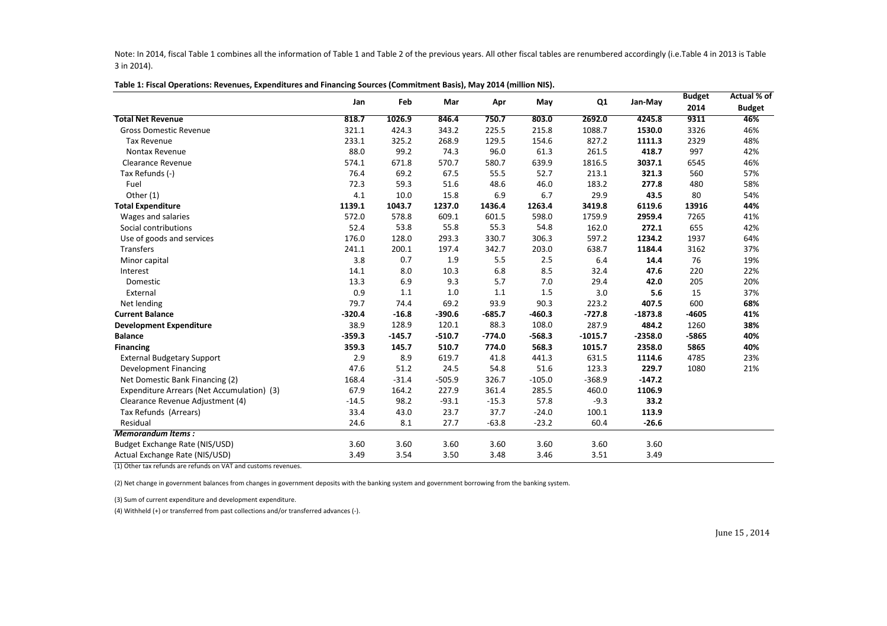Note: In 2014, fiscal Table 1 combines all the information of Table 1 and Table 2 of the previous years. All other fiscal tables are renumbered accordingly (i.e.Table 4 in 2013 is Table 3 in 2014).

**Table 1: Fiscal Operations: Revenues, Expenditures and Financing Sources (Commitment Basis), May 2014 (million NIS).**

| | Jan | Feb | Mar | Apr | May | Q1 | Jan-May | Budget 2014 | Actual % of Budget |
|---|---|---|---|---|---|---|---|---|---|
| **Total Net Revenue** | **818.7** | **1026.9** | **846.4** | **750.7** | **803.0** | **2692.0** | **4245.8** | **9311** | **46%** |
| Gross Domestic Revenue | 321.1 | 424.3 | 343.2 | 225.5 | 215.8 | 1088.7 | **1530.0** | 3326 | 46% |
| Tax Revenue | 233.1 | 325.2 | 268.9 | 129.5 | 154.6 | 827.2 | **1111.3** | 2329 | 48% |
| Nontax Revenue | 88.0 | 99.2 | 74.3 | 96.0 | 61.3 | 261.5 | **418.7** | 997 | 42% |
| Clearance Revenue | 574.1 | 671.8 | 570.7 | 580.7 | 639.9 | 1816.5 | **3037.1** | 6545 | 46% |
| Tax Refunds (-) | 76.4 | 69.2 | 67.5 | 55.5 | 52.7 | 213.1 | **321.3** | 560 | 57% |
| Fuel | 72.3 | 59.3 | 51.6 | 48.6 | 46.0 | 183.2 | **277.8** | 480 | 58% |
| Other (1) | 4.1 | 10.0 | 15.8 | 6.9 | 6.7 | 29.9 | **43.5** | 80 | 54% |
| **Total Expenditure** | **1139.1** | **1043.7** | **1237.0** | **1436.4** | **1263.4** | **3419.8** | **6119.6** | **13916** | **44%** |
| Wages and salaries | 572.0 | 578.8 | 609.1 | 601.5 | 598.0 | 1759.9 | **2959.4** | 7265 | 41% |
| Social contributions | 52.4 | 53.8 | 55.8 | 55.3 | 54.8 | 162.0 | **272.1** | 655 | 42% |
| Use of goods and services | 176.0 | 128.0 | 293.3 | 330.7 | 306.3 | 597.2 | **1234.2** | 1937 | 64% |
| Transfers | 241.1 | 200.1 | 197.4 | 342.7 | 203.0 | 638.7 | **1184.4** | 3162 | 37% |
| Minor capital | 3.8 | 0.7 | 1.9 | 5.5 | 2.5 | 6.4 | **14.4** | 76 | 19% |
| Interest | 14.1 | 8.0 | 10.3 | 6.8 | 8.5 | 32.4 | **47.6** | 220 | 22% |
| Domestic | 13.3 | 6.9 | 9.3 | 5.7 | 7.0 | 29.4 | **42.0** | 205 | 20% |
| External | 0.9 | 1.1 | 1.0 | 1.1 | 1.5 | 3.0 | **5.6** | 15 | 37% |
| Net lending | 79.7 | 74.4 | 69.2 | 93.9 | 90.3 | 223.2 | **407.5** | 600 | **68%** |
| **Current Balance** | **-320.4** | **-16.8** | **-390.6** | **-685.7** | **-460.3** | **-727.8** | **-1873.8** | **-4605** | **41%** |
| **Development Expenditure** | **38.9** | **128.9** | **120.1** | **88.3** | **108.0** | **287.9** | **484.2** | **1260** | **38%** |
| **Balance** | **-359.3** | **-145.7** | **-510.7** | **-774.0** | **-568.3** | **-1015.7** | **-2358.0** | **-5865** | **40%** |
| **Financing** | **359.3** | **145.7** | **510.7** | **774.0** | **568.3** | **1015.7** | **2358.0** | **5865** | **40%** |
| External Budgetary Support | 2.9 | 8.9 | 619.7 | 41.8 | 441.3 | 631.5 | **1114.6** | 4785 | 23% |
| Development Financing | 47.6 | 51.2 | 24.5 | 54.8 | 51.6 | 123.3 | **229.7** | 1080 | 21% |
| Net Domestic Bank Financing (2) | 168.4 | -31.4 | -505.9 | 326.7 | -105.0 | -368.9 | **-147.2** | | |
| Expenditure Arrears (Net Accumulation) (3) | 67.9 | 164.2 | 227.9 | 361.4 | 285.5 | 460.0 | **1106.9** | | |
| Clearance Revenue Adjustment (4) | -14.5 | 98.2 | -93.1 | -15.3 | 57.8 | -9.3 | **33.2** | | |
| Tax Refunds (Arrears) | 33.4 | 43.0 | 23.7 | 37.7 | -24.0 | 100.1 | **113.9** | | |
| Residual | 24.6 | 8.1 | 27.7 | -63.8 | -23.2 | 60.4 | **-26.6** | | |
| ***Memorandum Items :*** | | | | | | | | | |
| Budget Exchange Rate (NIS/USD) | 3.60 | 3.60 | 3.60 | 3.60 | 3.60 | 3.60 | 3.60 | | |
| Actual Exchange Rate (NIS/USD) | 3.49 | 3.54 | 3.50 | 3.48 | 3.46 | 3.51 | 3.49 | | |

(1) Other tax refunds are refunds on VAT and customs revenues.

(2) Net change in government balances from changes in government deposits with the banking system and government borrowing from the banking system.

(3) Sum of current expenditure and development expenditure.

(4) Withheld (+) or transferred from past collections and/or transferred advances (-).

June 15 , 2014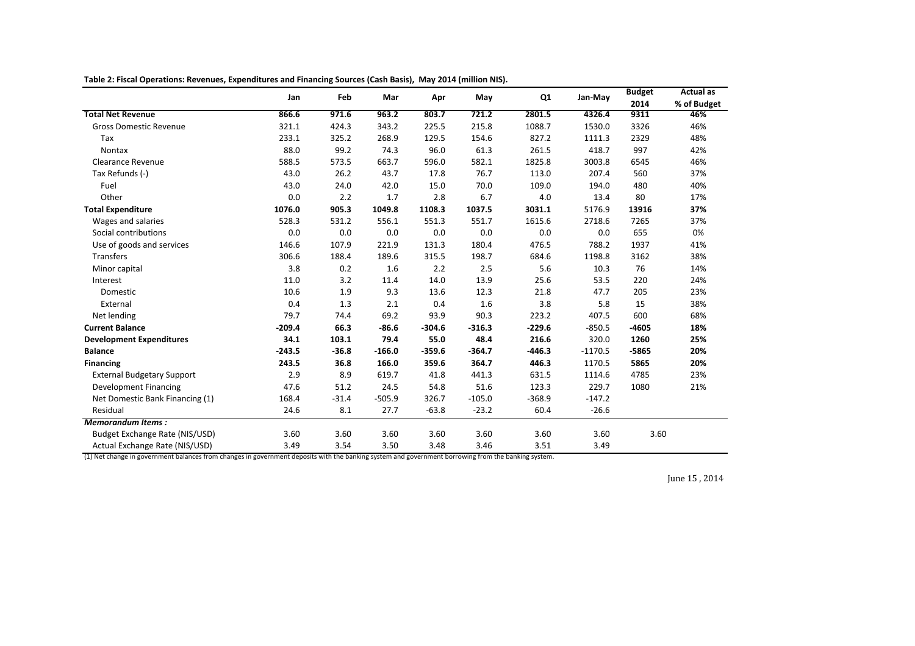**Table 2: Fiscal Operations: Revenues, Expenditures and Financing Sources (Cash Basis), May 2014 (million NIS).**

| | Jan | Feb | Mar | Apr | May | Q1 | Jan-May | Budget 2014 | Actual as % of Budget |
|---|---|---|---|---|---|---|---|---|---|
| **Total Net Revenue** | **866.6** | **971.6** | **963.2** | **803.7** | **721.2** | **2801.5** | **4326.4** | **9311** | **46%** |
| Gross Domestic Revenue | 321.1 | 424.3 | 343.2 | 225.5 | 215.8 | 1088.7 | 1530.0 | 3326 | 46% |
| Tax | 233.1 | 325.2 | 268.9 | 129.5 | 154.6 | 827.2 | 1111.3 | 2329 | 48% |
| Nontax | 88.0 | 99.2 | 74.3 | 96.0 | 61.3 | 261.5 | 418.7 | 997 | 42% |
| Clearance Revenue | 588.5 | 573.5 | 663.7 | 596.0 | 582.1 | 1825.8 | 3003.8 | 6545 | 46% |
| Tax Refunds (-) | 43.0 | 26.2 | 43.7 | 17.8 | 76.7 | 113.0 | 207.4 | 560 | 37% |
| Fuel | 43.0 | 24.0 | 42.0 | 15.0 | 70.0 | 109.0 | 194.0 | 480 | 40% |
| Other | 0.0 | 2.2 | 1.7 | 2.8 | 6.7 | 4.0 | 13.4 | 80 | 17% |
| **Total Expenditure** | **1076.0** | **905.3** | **1049.8** | **1108.3** | **1037.5** | **3031.1** | 5176.9 | **13916** | **37%** |
| Wages and salaries | 528.3 | 531.2 | 556.1 | 551.3 | 551.7 | 1615.6 | 2718.6 | 7265 | 37% |
| Social contributions | 0.0 | 0.0 | 0.0 | 0.0 | 0.0 | 0.0 | 0.0 | 655 | 0% |
| Use of goods and services | 146.6 | 107.9 | 221.9 | 131.3 | 180.4 | 476.5 | 788.2 | 1937 | 41% |
| Transfers | 306.6 | 188.4 | 189.6 | 315.5 | 198.7 | 684.6 | 1198.8 | 3162 | 38% |
| Minor capital | 3.8 | 0.2 | 1.6 | 2.2 | 2.5 | 5.6 | 10.3 | 76 | 14% |
| Interest | 11.0 | 3.2 | 11.4 | 14.0 | 13.9 | 25.6 | 53.5 | 220 | 24% |
| Domestic | 10.6 | 1.9 | 9.3 | 13.6 | 12.3 | 21.8 | 47.7 | 205 | 23% |
| External | 0.4 | 1.3 | 2.1 | 0.4 | 1.6 | 3.8 | 5.8 | 15 | 38% |
| Net lending | 79.7 | 74.4 | 69.2 | 93.9 | 90.3 | 223.2 | 407.5 | 600 | 68% |
| **Current Balance** | **-209.4** | **66.3** | **-86.6** | **-304.6** | **-316.3** | **-229.6** | -850.5 | **-4605** | **18%** |
| **Development Expenditures** | **34.1** | **103.1** | **79.4** | **55.0** | **48.4** | **216.6** | 320.0 | **1260** | **25%** |
| **Balance** | **-243.5** | **-36.8** | **-166.0** | **-359.6** | **-364.7** | **-446.3** | -1170.5 | **-5865** | **20%** |
| **Financing** | **243.5** | **36.8** | **166.0** | **359.6** | **364.7** | **446.3** | 1170.5 | **5865** | **20%** |
| External Budgetary Support | 2.9 | 8.9 | 619.7 | 41.8 | 441.3 | 631.5 | 1114.6 | 4785 | 23% |
| Development Financing | 47.6 | 51.2 | 24.5 | 54.8 | 51.6 | 123.3 | 229.7 | 1080 | 21% |
| Net Domestic Bank Financing (1) | 168.4 | -31.4 | -505.9 | 326.7 | -105.0 | -368.9 | -147.2 | | |
| Residual | 24.6 | 8.1 | 27.7 | -63.8 | -23.2 | 60.4 | -26.6 | | |
| ***Memorandum Items :*** | | | | | | | | | |
| Budget Exchange Rate (NIS/USD) | 3.60 | 3.60 | 3.60 | 3.60 | 3.60 | 3.60 | 3.60 | 3.60 | |
| Actual Exchange Rate (NIS/USD) | 3.49 | 3.54 | 3.50 | 3.48 | 3.46 | 3.51 | 3.49 | | |

(1) Net change in government balances from changes in government deposits with the banking system and government borrowing from the banking system.

June 15 , 2014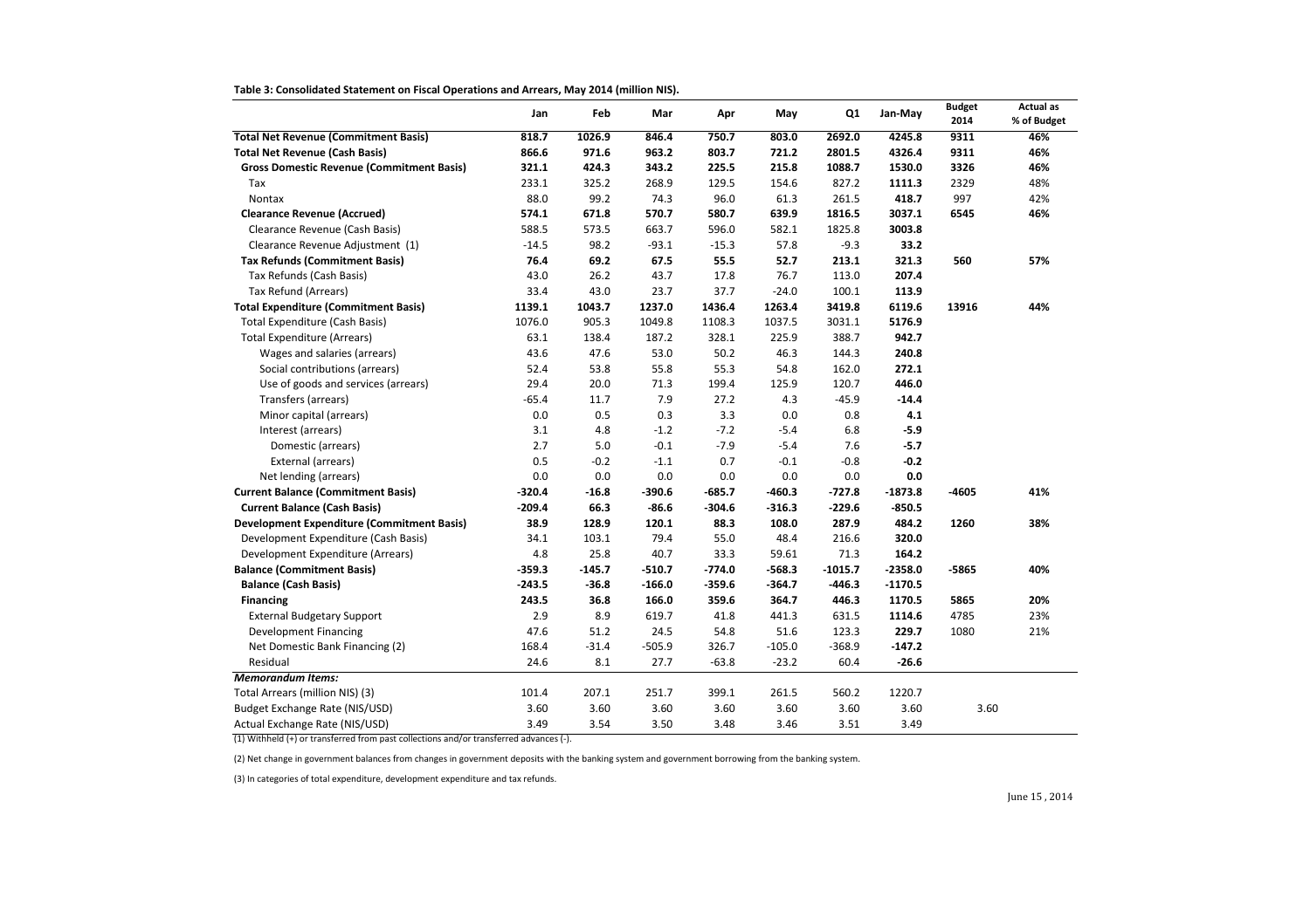**Table 3: Consolidated Statement on Fiscal Operations and Arrears, May 2014 (million NIS).**

| | Jan | Feb | Mar | Apr | May | Q1 | Jan-May | Budget 2014 | Actual as % of Budget |
|---|---|---|---|---|---|---|---|---|---|
| **Total Net Revenue (Commitment Basis)** | **818.7** | **1026.9** | **846.4** | **750.7** | **803.0** | **2692.0** | **4245.8** | **9311** | **46%** |
| **Total Net Revenue (Cash Basis)** | **866.6** | **971.6** | **963.2** | **803.7** | **721.2** | **2801.5** | **4326.4** | **9311** | **46%** |
| **Gross Domestic Revenue (Commitment Basis)** | **321.1** | **424.3** | **343.2** | **225.5** | **215.8** | **1088.7** | **1530.0** | **3326** | **46%** |
| Tax | 233.1 | 325.2 | 268.9 | 129.5 | 154.6 | 827.2 | **1111.3** | 2329 | 48% |
| Nontax | 88.0 | 99.2 | 74.3 | 96.0 | 61.3 | 261.5 | **418.7** | 997 | 42% |
| **Clearance Revenue (Accrued)** | **574.1** | **671.8** | **570.7** | **580.7** | **639.9** | **1816.5** | **3037.1** | **6545** | **46%** |
| Clearance Revenue (Cash Basis) | 588.5 | 573.5 | 663.7 | 596.0 | 582.1 | 1825.8 | **3003.8** | | |
| Clearance Revenue Adjustment (1) | -14.5 | 98.2 | -93.1 | -15.3 | 57.8 | -9.3 | **33.2** | | |
| **Tax Refunds (Commitment Basis)** | **76.4** | **69.2** | **67.5** | **55.5** | **52.7** | **213.1** | **321.3** | **560** | **57%** |
| Tax Refunds (Cash Basis) | 43.0 | 26.2 | 43.7 | 17.8 | 76.7 | 113.0 | **207.4** | | |
| Tax Refund (Arrears) | 33.4 | 43.0 | 23.7 | 37.7 | -24.0 | 100.1 | **113.9** | | |
| **Total Expenditure (Commitment Basis)** | **1139.1** | **1043.7** | **1237.0** | **1436.4** | **1263.4** | **3419.8** | **6119.6** | **13916** | **44%** |
| Total Expenditure (Cash Basis) | 1076.0 | 905.3 | 1049.8 | 1108.3 | 1037.5 | 3031.1 | **5176.9** | | |
| Total Expenditure (Arrears) | 63.1 | 138.4 | 187.2 | 328.1 | 225.9 | 388.7 | **942.7** | | |
| Wages and salaries (arrears) | 43.6 | 47.6 | 53.0 | 50.2 | 46.3 | 144.3 | **240.8** | | |
| Social contributions (arrears) | 52.4 | 53.8 | 55.8 | 55.3 | 54.8 | 162.0 | **272.1** | | |
| Use of goods and services (arrears) | 29.4 | 20.0 | 71.3 | 199.4 | 125.9 | 120.7 | **446.0** | | |
| Transfers (arrears) | -65.4 | 11.7 | 7.9 | 27.2 | 4.3 | -45.9 | **-14.4** | | |
| Minor capital (arrears) | 0.0 | 0.5 | 0.3 | 3.3 | 0.0 | 0.8 | **4.1** | | |
| Interest (arrears) | 3.1 | 4.8 | -1.2 | -7.2 | -5.4 | 6.8 | **-5.9** | | |
| Domestic (arrears) | 2.7 | 5.0 | -0.1 | -7.9 | -5.4 | 7.6 | **-5.7** | | |
| External (arrears) | 0.5 | -0.2 | -1.1 | 0.7 | -0.1 | -0.8 | **-0.2** | | |
| Net lending (arrears) | 0.0 | 0.0 | 0.0 | 0.0 | 0.0 | 0.0 | **0.0** | | |
| **Current Balance (Commitment Basis)** | **-320.4** | **-16.8** | **-390.6** | **-685.7** | **-460.3** | **-727.8** | **-1873.8** | **-4605** | **41%** |
| **Current Balance (Cash Basis)** | **-209.4** | **66.3** | **-86.6** | **-304.6** | **-316.3** | **-229.6** | **-850.5** | | |
| **Development Expenditure (Commitment Basis)** | **38.9** | **128.9** | **120.1** | **88.3** | **108.0** | **287.9** | **484.2** | **1260** | **38%** |
| Development Expenditure (Cash Basis) | 34.1 | 103.1 | 79.4 | 55.0 | 48.4 | 216.6 | **320.0** | | |
| Development Expenditure (Arrears) | 4.8 | 25.8 | 40.7 | 33.3 | 59.61 | 71.3 | **164.2** | | |
| **Balance (Commitment Basis)** | **-359.3** | **-145.7** | **-510.7** | **-774.0** | **-568.3** | **-1015.7** | **-2358.0** | **-5865** | **40%** |
| **Balance (Cash Basis)** | **-243.5** | **-36.8** | **-166.0** | **-359.6** | **-364.7** | **-446.3** | **-1170.5** | | |
| **Financing** | **243.5** | **36.8** | **166.0** | **359.6** | **364.7** | **446.3** | **1170.5** | **5865** | **20%** |
| External Budgetary Support | 2.9 | 8.9 | 619.7 | 41.8 | 441.3 | 631.5 | **1114.6** | 4785 | 23% |
| Development Financing | 47.6 | 51.2 | 24.5 | 54.8 | 51.6 | 123.3 | **229.7** | 1080 | 21% |
| Net Domestic Bank Financing (2) | 168.4 | -31.4 | -505.9 | 326.7 | -105.0 | -368.9 | **-147.2** | | |
| Residual | 24.6 | 8.1 | 27.7 | -63.8 | -23.2 | 60.4 | **-26.6** | | |
| ***Memorandum Items:*** | | | | | | | | | |
| Total Arrears (million NIS) (3) | 101.4 | 207.1 | 251.7 | 399.1 | 261.5 | 560.2 | 1220.7 | | |
| Budget Exchange Rate (NIS/USD) | 3.60 | 3.60 | 3.60 | 3.60 | 3.60 | 3.60 | 3.60 | 3.60 | |
| Actual Exchange Rate (NIS/USD) | 3.49 | 3.54 | 3.50 | 3.48 | 3.46 | 3.51 | 3.49 | | |

(1) Withheld (+) or transferred from past collections and/or transferred advances (-).

(2) Net change in government balances from changes in government deposits with the banking system and government borrowing from the banking system.

(3) In categories of total expenditure, development expenditure and tax refunds.

June 15 , 2014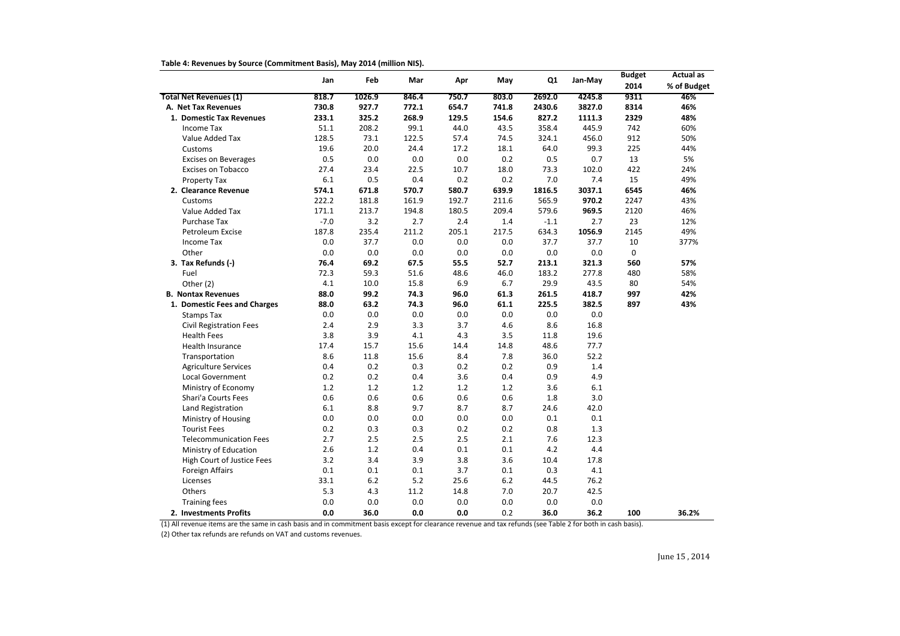**Table 4: Revenues by Source (Commitment Basis), May 2014 (million NIS).**

| | Jan | Feb | Mar | Apr | May | Q1 | Jan-May | Budget 2014 | Actual as % of Budget |
|---|---|---|---|---|---|---|---|---|---|
| **Total Net Revenues (1)** | **818.7** | **1026.9** | **846.4** | **750.7** | **803.0** | **2692.0** | **4245.8** | **9311** | **46%** |
| **A. Net Tax Revenues** | **730.8** | **927.7** | **772.1** | **654.7** | **741.8** | **2430.6** | **3827.0** | **8314** | **46%** |
| **1. Domestic Tax Revenues** | **233.1** | **325.2** | **268.9** | **129.5** | **154.6** | **827.2** | **1111.3** | **2329** | **48%** |
| Income Tax | 51.1 | 208.2 | 99.1 | 44.0 | 43.5 | 358.4 | 445.9 | 742 | 60% |
| Value Added Tax | 128.5 | 73.1 | 122.5 | 57.4 | 74.5 | 324.1 | 456.0 | 912 | 50% |
| Customs | 19.6 | 20.0 | 24.4 | 17.2 | 18.1 | 64.0 | 99.3 | 225 | 44% |
| Excises on Beverages | 0.5 | 0.0 | 0.0 | 0.0 | 0.2 | 0.5 | 0.7 | 13 | 5% |
| Excises on Tobacco | 27.4 | 23.4 | 22.5 | 10.7 | 18.0 | 73.3 | 102.0 | 422 | 24% |
| Property Tax | 6.1 | 0.5 | 0.4 | 0.2 | 0.2 | 7.0 | 7.4 | 15 | 49% |
| **2. Clearance Revenue** | **574.1** | **671.8** | **570.7** | **580.7** | **639.9** | **1816.5** | **3037.1** | **6545** | **46%** |
| Customs | 222.2 | 181.8 | 161.9 | 192.7 | 211.6 | 565.9 | **970.2** | 2247 | 43% |
| Value Added Tax | 171.1 | 213.7 | 194.8 | 180.5 | 209.4 | 579.6 | **969.5** | 2120 | 46% |
| Purchase Tax | -7.0 | 3.2 | 2.7 | 2.4 | 1.4 | -1.1 | 2.7 | 23 | 12% |
| Petroleum Excise | 187.8 | 235.4 | 211.2 | 205.1 | 217.5 | 634.3 | **1056.9** | 2145 | 49% |
| Income Tax | 0.0 | 37.7 | 0.0 | 0.0 | 0.0 | 37.7 | 37.7 | 10 | 377% |
| Other | 0.0 | 0.0 | 0.0 | 0.0 | 0.0 | 0.0 | 0.0 | 0 | |
| **3. Tax Refunds (-)** | **76.4** | **69.2** | **67.5** | **55.5** | **52.7** | **213.1** | **321.3** | **560** | **57%** |
| Fuel | 72.3 | 59.3 | 51.6 | 48.6 | 46.0 | 183.2 | 277.8 | 480 | 58% |
| Other (2) | 4.1 | 10.0 | 15.8 | 6.9 | 6.7 | 29.9 | 43.5 | 80 | 54% |
| **B. Nontax Revenues** | **88.0** | **99.2** | **74.3** | **96.0** | **61.3** | **261.5** | **418.7** | **997** | **42%** |
| **1. Domestic Fees and Charges** | **88.0** | **63.2** | **74.3** | **96.0** | **61.1** | **225.5** | **382.5** | **897** | **43%** |
| Stamps Tax | 0.0 | 0.0 | 0.0 | 0.0 | 0.0 | 0.0 | 0.0 | | |
| Civil Registration Fees | 2.4 | 2.9 | 3.3 | 3.7 | 4.6 | 8.6 | 16.8 | | |
| Health Fees | 3.8 | 3.9 | 4.1 | 4.3 | 3.5 | 11.8 | 19.6 | | |
| Health Insurance | 17.4 | 15.7 | 15.6 | 14.4 | 14.8 | 48.6 | 77.7 | | |
| Transportation | 8.6 | 11.8 | 15.6 | 8.4 | 7.8 | 36.0 | 52.2 | | |
| Agriculture Services | 0.4 | 0.2 | 0.3 | 0.2 | 0.2 | 0.9 | 1.4 | | |
| Local Government | 0.2 | 0.2 | 0.4 | 3.6 | 0.4 | 0.9 | 4.9 | | |
| Ministry of Economy | 1.2 | 1.2 | 1.2 | 1.2 | 1.2 | 3.6 | 6.1 | | |
| Shari'a Courts Fees | 0.6 | 0.6 | 0.6 | 0.6 | 0.6 | 1.8 | 3.0 | | |
| Land Registration | 6.1 | 8.8 | 9.7 | 8.7 | 8.7 | 24.6 | 42.0 | | |
| Ministry of Housing | 0.0 | 0.0 | 0.0 | 0.0 | 0.0 | 0.1 | 0.1 | | |
| Tourist Fees | 0.2 | 0.3 | 0.3 | 0.2 | 0.2 | 0.8 | 1.3 | | |
| Telecommunication Fees | 2.7 | 2.5 | 2.5 | 2.5 | 2.1 | 7.6 | 12.3 | | |
| Ministry of Education | 2.6 | 1.2 | 0.4 | 0.1 | 0.1 | 4.2 | 4.4 | | |
| High Court of Justice Fees | 3.2 | 3.4 | 3.9 | 3.8 | 3.6 | 10.4 | 17.8 | | |
| Foreign Affairs | 0.1 | 0.1 | 0.1 | 3.7 | 0.1 | 0.3 | 4.1 | | |
| Licenses | 33.1 | 6.2 | 5.2 | 25.6 | 6.2 | 44.5 | 76.2 | | |
| Others | 5.3 | 4.3 | 11.2 | 14.8 | 7.0 | 20.7 | 42.5 | | |
| Training fees | 0.0 | 0.0 | 0.0 | 0.0 | 0.0 | 0.0 | 0.0 | | |
| **2. Investments Profits** | **0.0** | **36.0** | **0.0** | **0.0** | 0.2 | **36.0** | **36.2** | **100** | **36.2%** |

(1) All revenue items are the same in cash basis and in commitment basis except for clearance revenue and tax refunds (see Table 2 for both in cash basis).

(2) Other tax refunds are refunds on VAT and customs revenues.

June 15 , 2014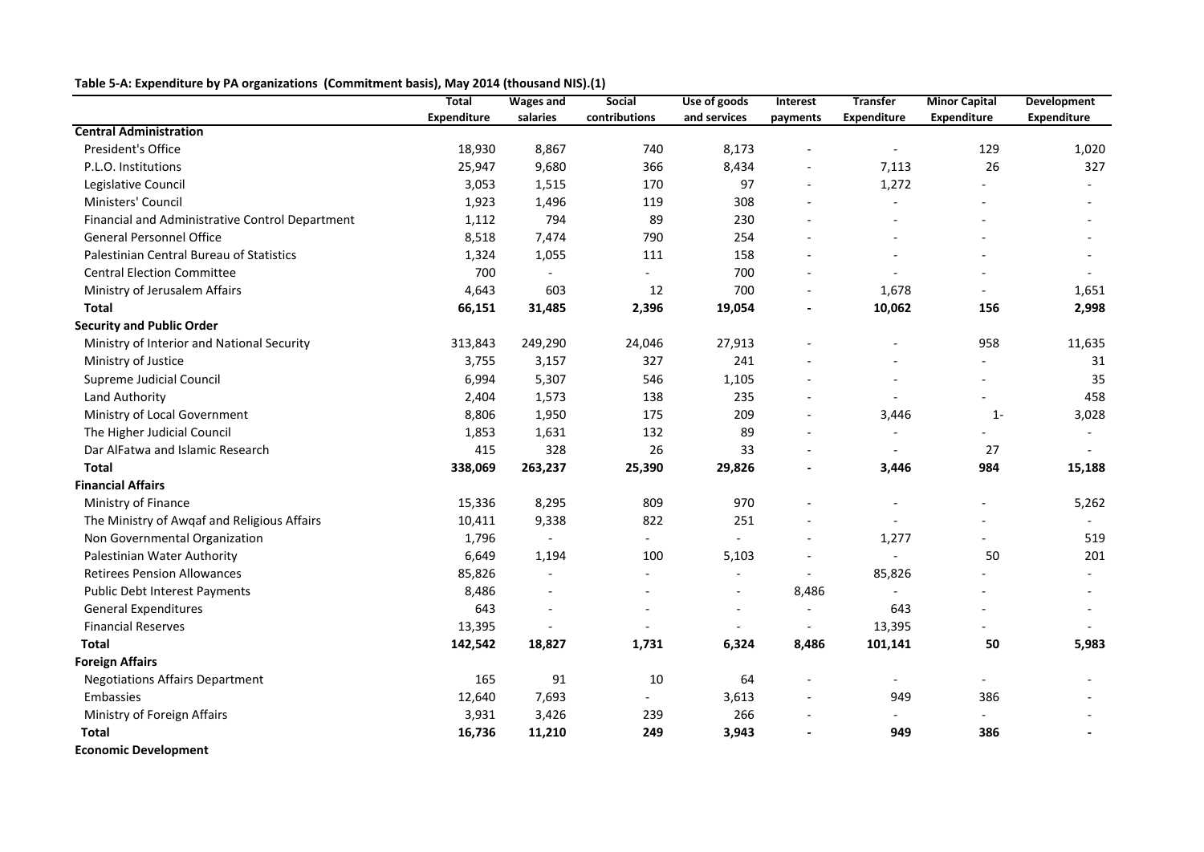**Table 5-A: Expenditure by PA organizations (Commitment basis), May 2014 (thousand NIS).(1)**

| | Total Expenditure | Wages and salaries | Social contributions | Use of goods and services | Interest payments | Transfer Expenditure | Minor Capital Expenditure | Development Expenditure |
|---|---|---|---|---|---|---|---|---|
| **Central Administration** | | | | | | | | |
| President's Office | 18,930 | 8,867 | 740 | 8,173 | - | - | 129 | 1,020 |
| P.L.O. Institutions | 25,947 | 9,680 | 366 | 8,434 | - | 7,113 | 26 | 327 |
| Legislative Council | 3,053 | 1,515 | 170 | 97 | - | 1,272 | - | - |
| Ministers' Council | 1,923 | 1,496 | 119 | 308 | - | - | - | - |
| Financial and Administrative Control Department | 1,112 | 794 | 89 | 230 | - | - | - | - |
| General Personnel Office | 8,518 | 7,474 | 790 | 254 | - | - | - | - |
| Palestinian Central Bureau of Statistics | 1,324 | 1,055 | 111 | 158 | - | - | - | - |
| Central Election Committee | 700 | - | - | 700 | - | - | - | - |
| Ministry of Jerusalem Affairs | 4,643 | 603 | 12 | 700 | - | 1,678 | - | 1,651 |
| **Total** | **66,151** | **31,485** | **2,396** | **19,054** | **-** | **10,062** | **156** | **2,998** |
| **Security and Public Order** | | | | | | | | |
| Ministry of Interior and National Security | 313,843 | 249,290 | 24,046 | 27,913 | - | - | 958 | 11,635 |
| Ministry of Justice | 3,755 | 3,157 | 327 | 241 | - | - | - | 31 |
| Supreme Judicial Council | 6,994 | 5,307 | 546 | 1,105 | - | - | - | 35 |
| Land Authority | 2,404 | 1,573 | 138 | 235 | - | - | - | 458 |
| Ministry of Local Government | 8,806 | 1,950 | 175 | 209 | - | 3,446 | 1- | 3,028 |
| The Higher Judicial Council | 1,853 | 1,631 | 132 | 89 | - | - | - | - |
| Dar AlFatwa and Islamic Research | 415 | 328 | 26 | 33 | - | - | 27 | - |
| **Total** | **338,069** | **263,237** | **25,390** | **29,826** | **-** | **3,446** | **984** | **15,188** |
| **Financial Affairs** | | | | | | | | |
| Ministry of Finance | 15,336 | 8,295 | 809 | 970 | - | - | - | 5,262 |
| The Ministry of Awqaf and Religious Affairs | 10,411 | 9,338 | 822 | 251 | - | - | - | - |
| Non Governmental Organization | 1,796 | - | - | - | - | 1,277 | - | 519 |
| Palestinian Water Authority | 6,649 | 1,194 | 100 | 5,103 | - | - | 50 | 201 |
| Retirees Pension Allowances | 85,826 | - | - | - | - | 85,826 | - | - |
| Public Debt Interest Payments | 8,486 | - | - | - | 8,486 | - | - | - |
| General Expenditures | 643 | - | - | - | - | 643 | - | - |
| Financial Reserves | 13,395 | - | - | - | - | 13,395 | - | - |
| **Total** | **142,542** | **18,827** | **1,731** | **6,324** | **8,486** | **101,141** | **50** | **5,983** |
| **Foreign Affairs** | | | | | | | | |
| Negotiations Affairs Department | 165 | 91 | 10 | 64 | - | - | - | - |
| Embassies | 12,640 | 7,693 | - | 3,613 | - | 949 | 386 | - |
| Ministry of Foreign Affairs | 3,931 | 3,426 | 239 | 266 | - | - | - | - |
| **Total** | **16,736** | **11,210** | **249** | **3,943** | **-** | **949** | **386** | **-** |
| **Economic Development** | | | | | | | | |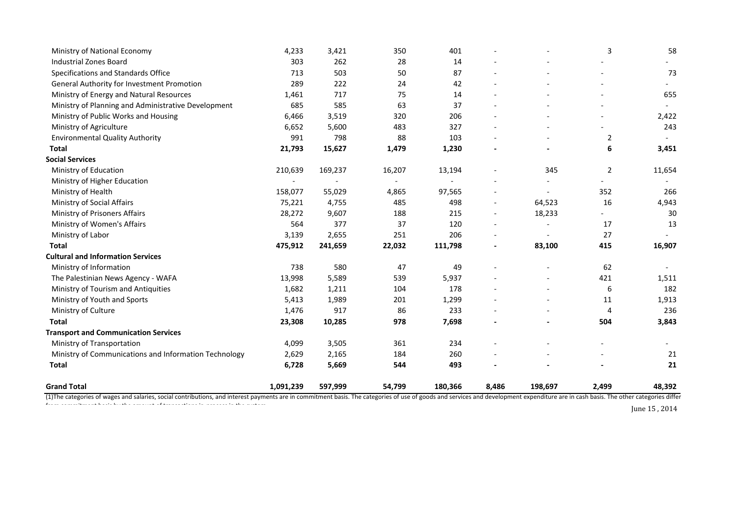| | | | | | | | | |
|---|---|---|---|---|---|---|---|---|
| Ministry of National Economy | 4,233 | 3,421 | 350 | 401 | - | - | 3 | 58 |
| Industrial Zones Board | 303 | 262 | 28 | 14 | - | - | - | - |
| Specifications and Standards Office | 713 | 503 | 50 | 87 | - | - | - | 73 |
| General Authority for Investment Promotion | 289 | 222 | 24 | 42 | - | - | - | - |
| Ministry of Energy and Natural Resources | 1,461 | 717 | 75 | 14 | - | - | - | 655 |
| Ministry of Planning and Administrative Development | 685 | 585 | 63 | 37 | - | - | - | - |
| Ministry of Public Works and Housing | 6,466 | 3,519 | 320 | 206 | - | - | - | 2,422 |
| Ministry of Agriculture | 6,652 | 5,600 | 483 | 327 | - | - | - | 243 |
| Environmental Quality Authority | 991 | 798 | 88 | 103 | - | - | 2 | - |
| **Total** | **21,793** | **15,627** | **1,479** | **1,230** | **-** | **-** | **6** | **3,451** |
| **Social Services** | | | | | | | | |
| Ministry of Education | 210,639 | 169,237 | 16,207 | 13,194 | - | 345 | 2 | 11,654 |
| Ministry of Higher Education | - | - | - | - | - | - | - | - |
| Ministry of Health | 158,077 | 55,029 | 4,865 | 97,565 | - | - | 352 | 266 |
| Ministry of Social Affairs | 75,221 | 4,755 | 485 | 498 | - | 64,523 | 16 | 4,943 |
| Ministry of Prisoners Affairs | 28,272 | 9,607 | 188 | 215 | - | 18,233 | - | 30 |
| Ministry of Women's Affairs | 564 | 377 | 37 | 120 | - | - | 17 | 13 |
| Ministry of Labor | 3,139 | 2,655 | 251 | 206 | - | - | 27 | - |
| **Total** | **475,912** | **241,659** | **22,032** | **111,798** | **-** | **83,100** | **415** | **16,907** |
| **Cultural and Information Services** | | | | | | | | |
| Ministry of Information | 738 | 580 | 47 | 49 | - | - | 62 | - |
| The Palestinian News Agency - WAFA | 13,998 | 5,589 | 539 | 5,937 | - | - | 421 | 1,511 |
| Ministry of Tourism and Antiquities | 1,682 | 1,211 | 104 | 178 | - | - | 6 | 182 |
| Ministry of Youth and Sports | 5,413 | 1,989 | 201 | 1,299 | - | - | 11 | 1,913 |
| Ministry of Culture | 1,476 | 917 | 86 | 233 | - | - | 4 | 236 |
| **Total** | **23,308** | **10,285** | **978** | **7,698** | **-** | **-** | **504** | **3,843** |
| **Transport and Communication Services** | | | | | | | | |
| Ministry of Transportation | 4,099 | 3,505 | 361 | 234 | - | - | - | - |
| Ministry of Communications and Information Technology | 2,629 | 2,165 | 184 | 260 | - | - | - | 21 |
| **Total** | **6,728** | **5,669** | **544** | **493** | **-** | **-** | **-** | **21** |
| **Grand Total** | **1,091,239** | **597,999** | **54,799** | **180,366** | **8,486** | **198,697** | **2,499** | **48,392** |

(1)The categories of wages and salaries, social contributions, and interest payments are in commitment basis. The categories of use of goods and services and development expenditure are in cash basis. The other categories differ from commitment basis by the amount of transactions in process in the system.

June 15 , 2014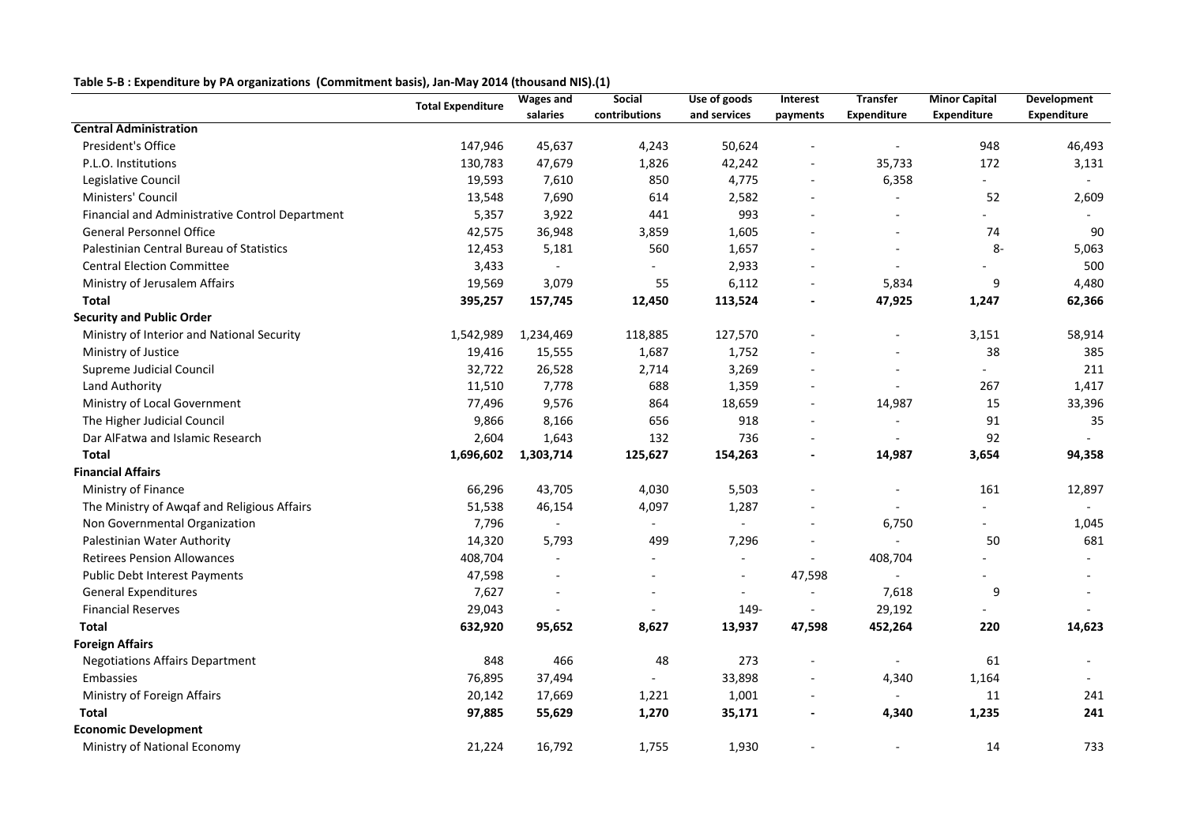**Table 5-B : Expenditure by PA organizations (Commitment basis), Jan-May 2014 (thousand NIS).(1)**

| | Total Expenditure | Wages and salaries | Social contributions | Use of goods and services | Interest payments | Transfer Expenditure | Minor Capital Expenditure | Development Expenditure |
|---|---|---|---|---|---|---|---|---|
| **Central Administration** | | | | | | | | |
| President's Office | 147,946 | 45,637 | 4,243 | 50,624 | - | - | 948 | 46,493 |
| P.L.O. Institutions | 130,783 | 47,679 | 1,826 | 42,242 | - | 35,733 | 172 | 3,131 |
| Legislative Council | 19,593 | 7,610 | 850 | 4,775 | - | 6,358 | - | - |
| Ministers' Council | 13,548 | 7,690 | 614 | 2,582 | - | - | 52 | 2,609 |
| Financial and Administrative Control Department | 5,357 | 3,922 | 441 | 993 | - | - | - | - |
| General Personnel Office | 42,575 | 36,948 | 3,859 | 1,605 | - | - | 74 | 90 |
| Palestinian Central Bureau of Statistics | 12,453 | 5,181 | 560 | 1,657 | - | - | 8- | 5,063 |
| Central Election Committee | 3,433 | - | - | 2,933 | - | - | - | 500 |
| Ministry of Jerusalem Affairs | 19,569 | 3,079 | 55 | 6,112 | - | 5,834 | 9 | 4,480 |
| **Total** | **395,257** | **157,745** | **12,450** | **113,524** | **-** | **47,925** | **1,247** | **62,366** |
| **Security and Public Order** | | | | | | | | |
| Ministry of Interior and National Security | 1,542,989 | 1,234,469 | 118,885 | 127,570 | - | - | 3,151 | 58,914 |
| Ministry of Justice | 19,416 | 15,555 | 1,687 | 1,752 | - | - | 38 | 385 |
| Supreme Judicial Council | 32,722 | 26,528 | 2,714 | 3,269 | - | - | - | 211 |
| Land Authority | 11,510 | 7,778 | 688 | 1,359 | - | - | 267 | 1,417 |
| Ministry of Local Government | 77,496 | 9,576 | 864 | 18,659 | - | 14,987 | 15 | 33,396 |
| The Higher Judicial Council | 9,866 | 8,166 | 656 | 918 | - | - | 91 | 35 |
| Dar AlFatwa and Islamic Research | 2,604 | 1,643 | 132 | 736 | - | - | 92 | - |
| **Total** | **1,696,602** | **1,303,714** | **125,627** | **154,263** | **-** | **14,987** | **3,654** | **94,358** |
| **Financial Affairs** | | | | | | | | |
| Ministry of Finance | 66,296 | 43,705 | 4,030 | 5,503 | - | - | 161 | 12,897 |
| The Ministry of Awqaf and Religious Affairs | 51,538 | 46,154 | 4,097 | 1,287 | - | - | - | - |
| Non Governmental Organization | 7,796 | - | - | - | - | 6,750 | - | 1,045 |
| Palestinian Water Authority | 14,320 | 5,793 | 499 | 7,296 | - | - | 50 | 681 |
| Retirees Pension Allowances | 408,704 | - | - | - | - | 408,704 | - | - |
| Public Debt Interest Payments | 47,598 | - | - | - | 47,598 | - | - | - |
| General Expenditures | 7,627 | - | - | - | - | 7,618 | 9 | - |
| Financial Reserves | 29,043 | - | - | 149- | - | 29,192 | - | - |
| **Total** | **632,920** | **95,652** | **8,627** | **13,937** | **47,598** | **452,264** | **220** | **14,623** |
| **Foreign Affairs** | | | | | | | | |
| Negotiations Affairs Department | 848 | 466 | 48 | 273 | - | - | 61 | - |
| Embassies | 76,895 | 37,494 | - | 33,898 | - | 4,340 | 1,164 | - |
| Ministry of Foreign Affairs | 20,142 | 17,669 | 1,221 | 1,001 | - | - | 11 | 241 |
| **Total** | **97,885** | **55,629** | **1,270** | **35,171** | **-** | **4,340** | **1,235** | **241** |
| **Economic Development** | | | | | | | | |
| Ministry of National Economy | 21,224 | 16,792 | 1,755 | 1,930 | - | - | 14 | 733 |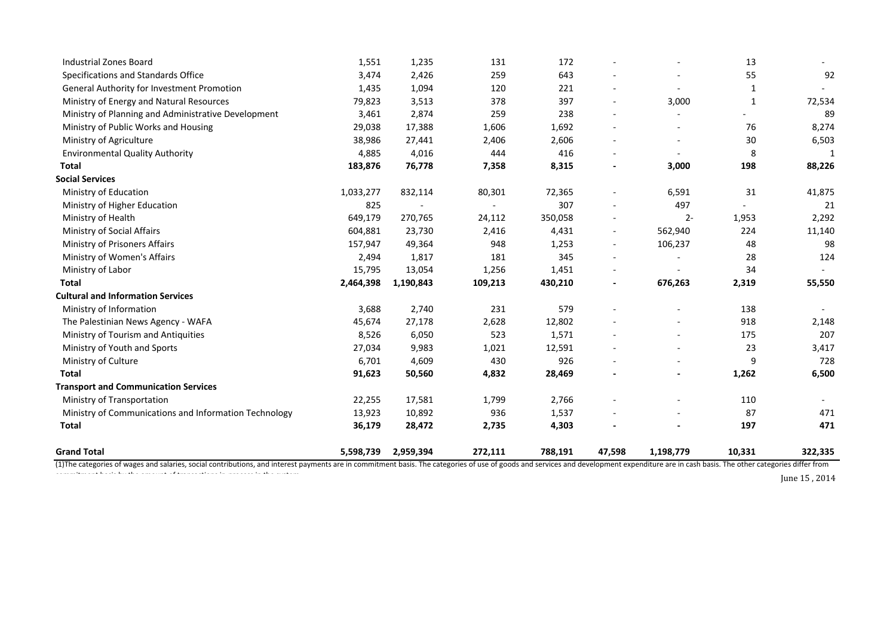| | | | | | | | | |
|---|---|---|---|---|---|---|---|---|
| Industrial Zones Board | 1,551 | 1,235 | 131 | 172 | - | - | 13 | - |
| Specifications and Standards Office | 3,474 | 2,426 | 259 | 643 | - | - | 55 | 92 |
| General Authority for Investment Promotion | 1,435 | 1,094 | 120 | 221 | - | - | 1 | - |
| Ministry of Energy and Natural Resources | 79,823 | 3,513 | 378 | 397 | - | 3,000 | 1 | 72,534 |
| Ministry of Planning and Administrative Development | 3,461 | 2,874 | 259 | 238 | - | - | - | 89 |
| Ministry of Public Works and Housing | 29,038 | 17,388 | 1,606 | 1,692 | - | - | 76 | 8,274 |
| Ministry of Agriculture | 38,986 | 27,441 | 2,406 | 2,606 | - | - | 30 | 6,503 |
| Environmental Quality Authority | 4,885 | 4,016 | 444 | 416 | - | - | 8 | 1 |
| **Total** | **183,876** | **76,778** | **7,358** | **8,315** | **-** | **3,000** | **198** | **88,226** |
| **Social Services** | | | | | | | | |
| Ministry of Education | 1,033,277 | 832,114 | 80,301 | 72,365 | - | 6,591 | 31 | 41,875 |
| Ministry of Higher Education | 825 | - | - | 307 | - | 497 | - | 21 |
| Ministry of Health | 649,179 | 270,765 | 24,112 | 350,058 | - | 2- | 1,953 | 2,292 |
| Ministry of Social Affairs | 604,881 | 23,730 | 2,416 | 4,431 | - | 562,940 | 224 | 11,140 |
| Ministry of Prisoners Affairs | 157,947 | 49,364 | 948 | 1,253 | - | 106,237 | 48 | 98 |
| Ministry of Women's Affairs | 2,494 | 1,817 | 181 | 345 | - | - | 28 | 124 |
| Ministry of Labor | 15,795 | 13,054 | 1,256 | 1,451 | - | - | 34 | - |
| **Total** | **2,464,398** | **1,190,843** | **109,213** | **430,210** | **-** | **676,263** | **2,319** | **55,550** |
| **Cultural and Information Services** | | | | | | | | |
| Ministry of Information | 3,688 | 2,740 | 231 | 579 | - | - | 138 | - |
| The Palestinian News Agency - WAFA | 45,674 | 27,178 | 2,628 | 12,802 | - | - | 918 | 2,148 |
| Ministry of Tourism and Antiquities | 8,526 | 6,050 | 523 | 1,571 | - | - | 175 | 207 |
| Ministry of Youth and Sports | 27,034 | 9,983 | 1,021 | 12,591 | - | - | 23 | 3,417 |
| Ministry of Culture | 6,701 | 4,609 | 430 | 926 | - | - | 9 | 728 |
| **Total** | **91,623** | **50,560** | **4,832** | **28,469** | **-** | **-** | **1,262** | **6,500** |
| **Transport and Communication Services** | | | | | | | | |
| Ministry of Transportation | 22,255 | 17,581 | 1,799 | 2,766 | - | - | 110 | - |
| Ministry of Communications and Information Technology | 13,923 | 10,892 | 936 | 1,537 | - | - | 87 | 471 |
| **Total** | **36,179** | **28,472** | **2,735** | **4,303** | **-** | **-** | **197** | **471** |
| **Grand Total** | **5,598,739** | **2,959,394** | **272,111** | **788,191** | **47,598** | **1,198,779** | **10,331** | **322,335** |

(1)The categories of wages and salaries, social contributions, and interest payments are in commitment basis. The categories of use of goods and services and development expenditure are in cash basis. The other categories differ from commitment basis by the amount of transactions in process in the system.

June 15 , 2014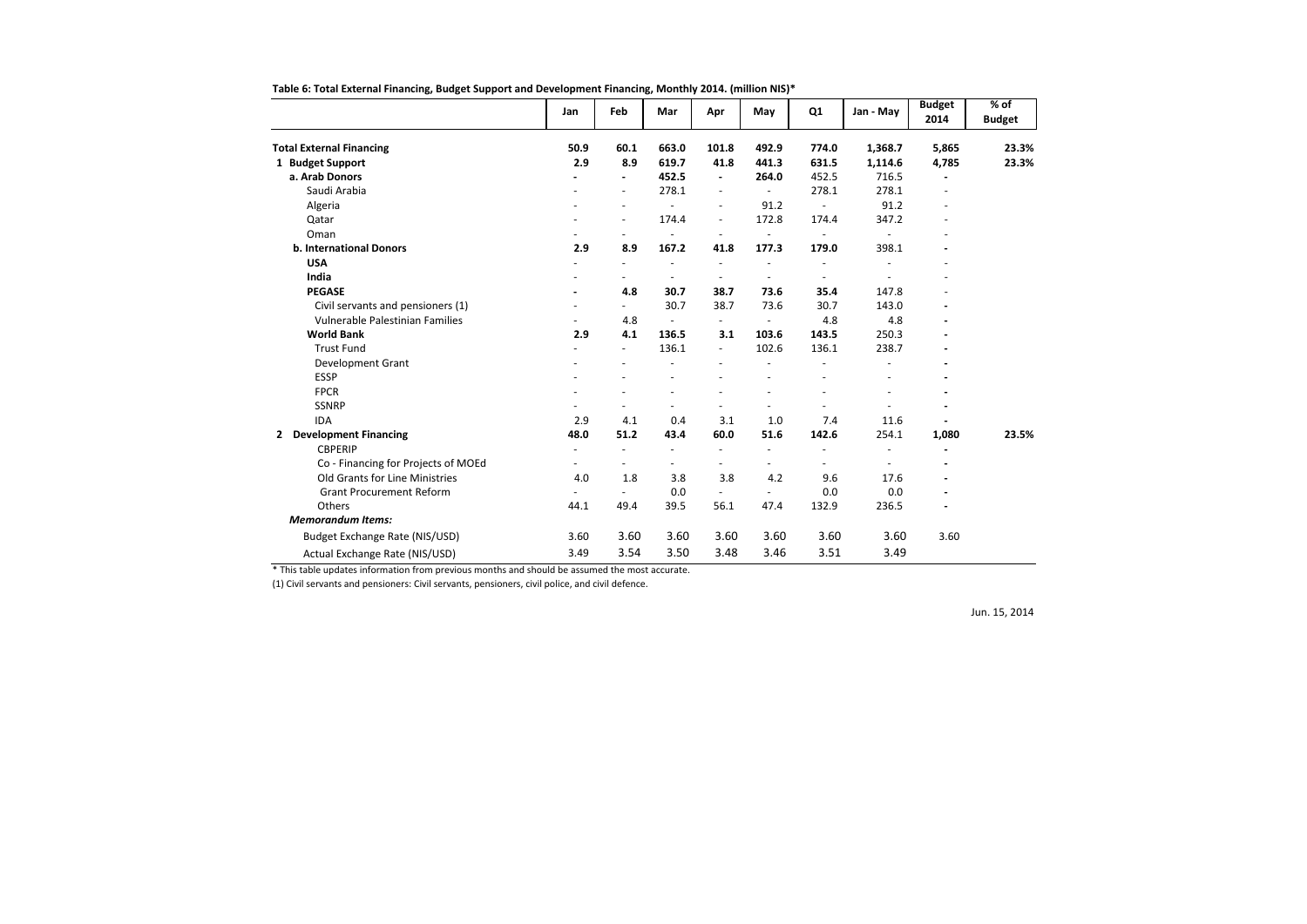**Table 6: Total External Financing, Budget Support and Development Financing, Monthly 2014. (million NIS)***

| | Jan | Feb | Mar | Apr | May | Q1 | Jan - May | Budget 2014 | % of Budget |
|---|---|---|---|---|---|---|---|---|---|
| **Total External Financing** | **50.9** | **60.1** | **663.0** | **101.8** | **492.9** | **774.0** | **1,368.7** | **5,865** | **23.3%** |
| **1 Budget Support** | **2.9** | **8.9** | **619.7** | **41.8** | **441.3** | **631.5** | **1,114.6** | **4,785** | **23.3%** |
| **a. Arab Donors** | **-** | **-** | **452.5** | **-** | **264.0** | 452.5 | 716.5 | **-** | |
| Saudi Arabia | - | - | 278.1 | - | - | 278.1 | 278.1 | - | |
| Algeria | - | - | - | - | 91.2 | - | 91.2 | - | |
| Qatar | - | - | 174.4 | - | 172.8 | 174.4 | 347.2 | - | |
| Oman | - | - | - | - | - | - | - | - | |
| **b. International Donors** | **2.9** | **8.9** | **167.2** | **41.8** | **177.3** | **179.0** | 398.1 | **-** | |
| **USA** | - | - | - | - | - | - | - | - | |
| **India** | - | - | - | - | - | - | - | - | |
| **PEGASE** | **-** | **4.8** | **30.7** | **38.7** | **73.6** | **35.4** | 147.8 | - | |
| Civil servants and pensioners (1) | - | - | 30.7 | 38.7 | 73.6 | 30.7 | 143.0 | **-** | |
| Vulnerable Palestinian Families | - | 4.8 | - | - | - | 4.8 | 4.8 | **-** | |
| **World Bank** | **2.9** | **4.1** | **136.5** | **3.1** | **103.6** | **143.5** | 250.3 | **-** | |
| Trust Fund | - | - | 136.1 | - | 102.6 | 136.1 | 238.7 | **-** | |
| Development Grant | - | - | - | - | - | - | - | **-** | |
| ESSP | - | - | - | - | - | - | - | **-** | |
| FPCR | - | - | - | - | - | - | - | **-** | |
| SSNRP | - | - | - | - | - | - | - | **-** | |
| IDA | 2.9 | 4.1 | 0.4 | 3.1 | 1.0 | 7.4 | 11.6 | **-** | |
| **2 Development Financing** | **48.0** | **51.2** | **43.4** | **60.0** | **51.6** | **142.6** | 254.1 | **1,080** | **23.5%** |
| CBPERIP | - | - | - | - | - | - | - | **-** | |
| Co - Financing for Projects of MOEd | - | - | - | - | - | - | - | **-** | |
| Old Grants for Line Ministries | 4.0 | 1.8 | 3.8 | 3.8 | 4.2 | 9.6 | 17.6 | **-** | |
| Grant Procurement Reform | - | - | 0.0 | - | - | 0.0 | 0.0 | **-** | |
| Others | 44.1 | 49.4 | 39.5 | 56.1 | 47.4 | 132.9 | 236.5 | **-** | |
| ***Memorandum Items:*** | | | | | | | | | |
| Budget Exchange Rate (NIS/USD) | 3.60 | 3.60 | 3.60 | 3.60 | 3.60 | 3.60 | 3.60 | 3.60 | |
| Actual Exchange Rate (NIS/USD) | 3.49 | 3.54 | 3.50 | 3.48 | 3.46 | 3.51 | 3.49 | | |

* This table updates information from previous months and should be assumed the most accurate.

(1) Civil servants and pensioners: Civil servants, pensioners, civil police, and civil defence.

Jun. 15, 2014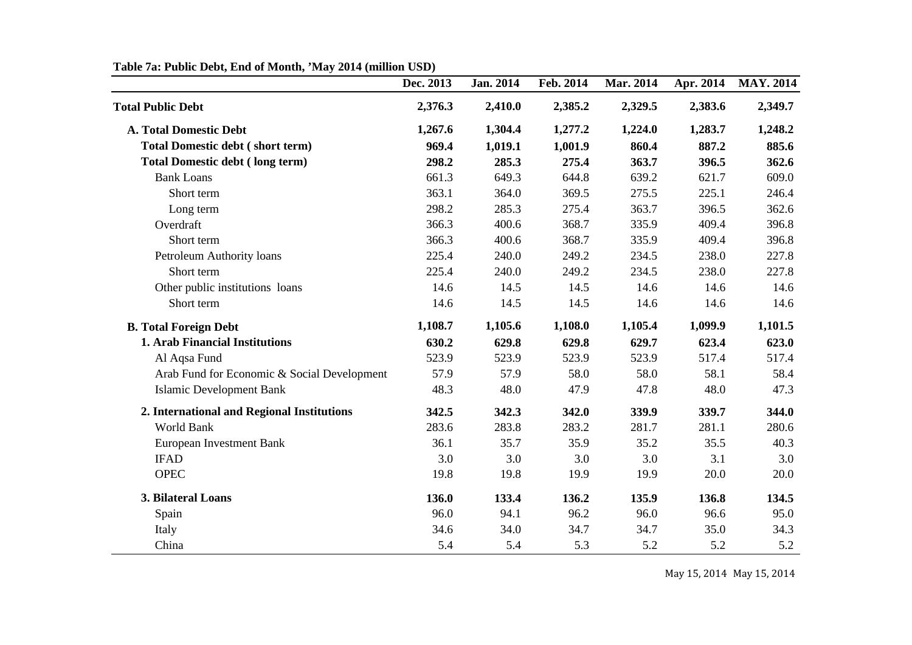**Table 7a: Public Debt, End of Month, 'May 2014 (million USD)**

| | Dec. 2013 | Jan. 2014 | Feb. 2014 | Mar. 2014 | Apr. 2014 | MAY. 2014 |
|---|---|---|---|---|---|---|
| **Total Public Debt** | **2,376.3** | **2,410.0** | **2,385.2** | **2,329.5** | **2,383.6** | **2,349.7** |
| **A. Total Domestic Debt** | **1,267.6** | **1,304.4** | **1,277.2** | **1,224.0** | **1,283.7** | **1,248.2** |
| **Total Domestic debt ( short term)** | **969.4** | **1,019.1** | **1,001.9** | **860.4** | **887.2** | **885.6** |
| **Total Domestic debt ( long term)** | **298.2** | **285.3** | **275.4** | **363.7** | **396.5** | **362.6** |
| Bank Loans | 661.3 | 649.3 | 644.8 | 639.2 | 621.7 | 609.0 |
| Short term | 363.1 | 364.0 | 369.5 | 275.5 | 225.1 | 246.4 |
| Long term | 298.2 | 285.3 | 275.4 | 363.7 | 396.5 | 362.6 |
| Overdraft | 366.3 | 400.6 | 368.7 | 335.9 | 409.4 | 396.8 |
| Short term | 366.3 | 400.6 | 368.7 | 335.9 | 409.4 | 396.8 |
| Petroleum Authority loans | 225.4 | 240.0 | 249.2 | 234.5 | 238.0 | 227.8 |
| Short term | 225.4 | 240.0 | 249.2 | 234.5 | 238.0 | 227.8 |
| Other public institutions loans | 14.6 | 14.5 | 14.5 | 14.6 | 14.6 | 14.6 |
| Short term | 14.6 | 14.5 | 14.5 | 14.6 | 14.6 | 14.6 |
| **B. Total Foreign Debt** | **1,108.7** | **1,105.6** | **1,108.0** | **1,105.4** | **1,099.9** | **1,101.5** |
| **1. Arab Financial Institutions** | **630.2** | **629.8** | **629.8** | **629.7** | **623.4** | **623.0** |
| Al Aqsa Fund | 523.9 | 523.9 | 523.9 | 523.9 | 517.4 | 517.4 |
| Arab Fund for Economic & Social Development | 57.9 | 57.9 | 58.0 | 58.0 | 58.1 | 58.4 |
| Islamic Development Bank | 48.3 | 48.0 | 47.9 | 47.8 | 48.0 | 47.3 |
| **2. International and Regional Institutions** | **342.5** | **342.3** | **342.0** | **339.9** | **339.7** | **344.0** |
| World Bank | 283.6 | 283.8 | 283.2 | 281.7 | 281.1 | 280.6 |
| European Investment Bank | 36.1 | 35.7 | 35.9 | 35.2 | 35.5 | 40.3 |
| IFAD | 3.0 | 3.0 | 3.0 | 3.0 | 3.1 | 3.0 |
| OPEC | 19.8 | 19.8 | 19.9 | 19.9 | 20.0 | 20.0 |
| **3. Bilateral Loans** | **136.0** | **133.4** | **136.2** | **135.9** | **136.8** | **134.5** |
| Spain | 96.0 | 94.1 | 96.2 | 96.0 | 96.6 | 95.0 |
| Italy | 34.6 | 34.0 | 34.7 | 34.7 | 35.0 | 34.3 |
| China | 5.4 | 5.4 | 5.3 | 5.2 | 5.2 | 5.2 |

May 15, 2014 May 15, 2014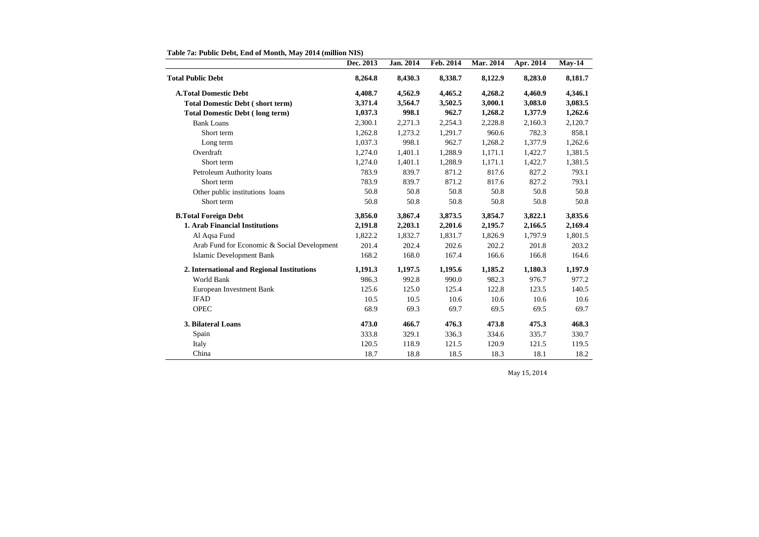**Table 7a: Public Debt, End of Month, May 2014 (million NIS)**

| | Dec. 2013 | Jan. 2014 | Feb. 2014 | Mar. 2014 | Apr. 2014 | May-14 |
|---|---|---|---|---|---|---|
| **Total Public Debt** | **8,264.8** | **8,430.3** | **8,338.7** | **8,122.9** | **8,283.0** | **8,181.7** |
| **A.Total Domestic Debt** | **4,408.7** | **4,562.9** | **4,465.2** | **4,268.2** | **4,460.9** | **4,346.1** |
| **Total Domestic Debt ( short term)** | **3,371.4** | **3,564.7** | **3,502.5** | **3,000.1** | **3,083.0** | **3,083.5** |
| **Total Domestic Debt ( long term)** | **1,037.3** | **998.1** | **962.7** | **1,268.2** | **1,377.9** | **1,262.6** |
| Bank Loans | 2,300.1 | 2,271.3 | 2,254.3 | 2,228.8 | 2,160.3 | 2,120.7 |
| Short term | 1,262.8 | 1,273.2 | 1,291.7 | 960.6 | 782.3 | 858.1 |
| Long term | 1,037.3 | 998.1 | 962.7 | 1,268.2 | 1,377.9 | 1,262.6 |
| Overdraft | 1,274.0 | 1,401.1 | 1,288.9 | 1,171.1 | 1,422.7 | 1,381.5 |
| Short term | 1,274.0 | 1,401.1 | 1,288.9 | 1,171.1 | 1,422.7 | 1,381.5 |
| Petroleum Authority loans | 783.9 | 839.7 | 871.2 | 817.6 | 827.2 | 793.1 |
| Short term | 783.9 | 839.7 | 871.2 | 817.6 | 827.2 | 793.1 |
| Other public institutions loans | 50.8 | 50.8 | 50.8 | 50.8 | 50.8 | 50.8 |
| Short term | 50.8 | 50.8 | 50.8 | 50.8 | 50.8 | 50.8 |
| **B.Total Foreign Debt** | **3,856.0** | **3,867.4** | **3,873.5** | **3,854.7** | **3,822.1** | **3,835.6** |
| **1. Arab Financial Institutions** | **2,191.8** | **2,203.1** | **2,201.6** | **2,195.7** | **2,166.5** | **2,169.4** |
| Al Aqsa Fund | 1,822.2 | 1,832.7 | 1,831.7 | 1,826.9 | 1,797.9 | 1,801.5 |
| Arab Fund for Economic & Social Development | 201.4 | 202.4 | 202.6 | 202.2 | 201.8 | 203.2 |
| Islamic Development Bank | 168.2 | 168.0 | 167.4 | 166.6 | 166.8 | 164.6 |
| **2. International and Regional Institutions** | **1,191.3** | **1,197.5** | **1,195.6** | **1,185.2** | **1,180.3** | **1,197.9** |
| World Bank | 986.3 | 992.8 | 990.0 | 982.3 | 976.7 | 977.2 |
| European Investment Bank | 125.6 | 125.0 | 125.4 | 122.8 | 123.5 | 140.5 |
| IFAD | 10.5 | 10.5 | 10.6 | 10.6 | 10.6 | 10.6 |
| OPEC | 68.9 | 69.3 | 69.7 | 69.5 | 69.5 | 69.7 |
| **3. Bilateral Loans** | **473.0** | **466.7** | **476.3** | **473.8** | **475.3** | **468.3** |
| Spain | 333.8 | 329.1 | 336.3 | 334.6 | 335.7 | 330.7 |
| Italy | 120.5 | 118.9 | 121.5 | 120.9 | 121.5 | 119.5 |
| China | 18.7 | 18.8 | 18.5 | 18.3 | 18.1 | 18.2 |

May 15, 2014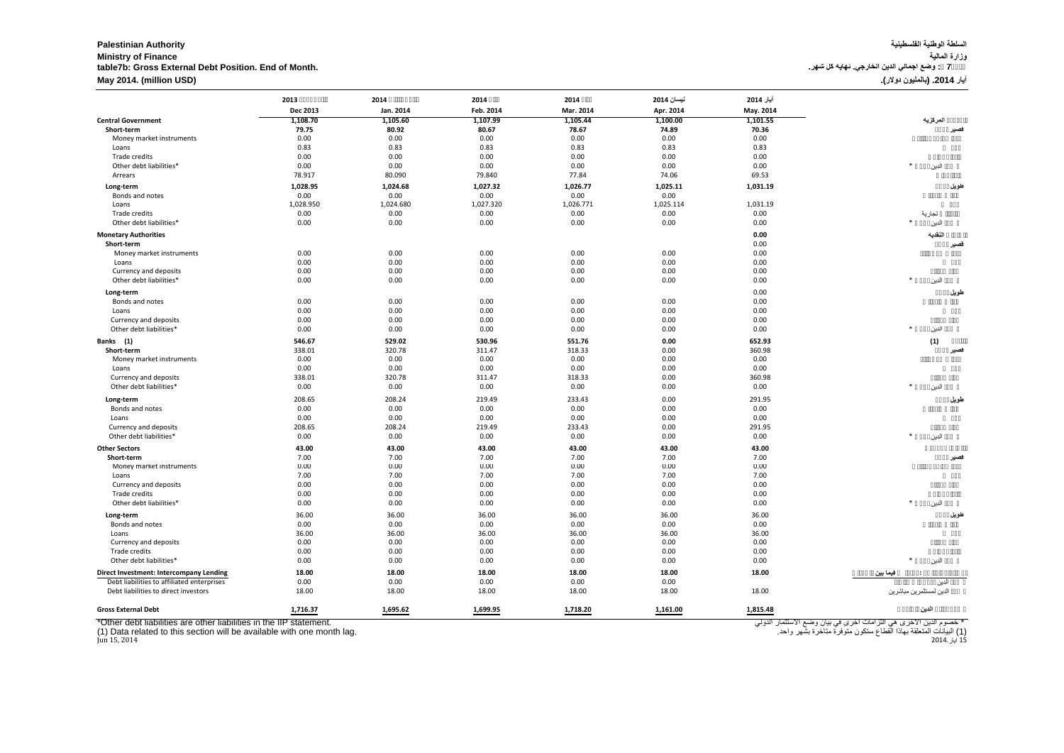**Palestinian Authority**
**Ministry of Finance**
**table7b: Gross External Debt Position. End of Month.**
**May 2014. (million USD)**

**السلطة الوطنية الفلسطينية**
**وزارة المالية**
**7: وضع اجمالي الدين الخارجي. نهايه كل شهر.**
**أيار 2014. (بالمليون دولار).**

| | Dec 2013 | Jan. 2014 | Feb. 2014 | Mar. 2014 | Apr. 2014 نيسان 2014 | May. 2014 أيار 2014 | |
|---|---|---|---|---|---|---|---|
| **Central Government** | **1,108.70** | **1,105.60** | **1,107.99** | **1,105.44** | **1,100.00** | **1,101.55** | **المركزيه** |
| **Short-term** | **79.75** | **80.92** | **80.67** | **78.67** | **74.89** | **70.36** | **قصير** |
| Money market instruments | 0.00 | 0.00 | 0.00 | 0.00 | 0.00 | 0.00 | |
| Loans | 0.83 | 0.83 | 0.83 | 0.83 | 0.83 | 0.83 | |
| Trade credits | 0.00 | 0.00 | 0.00 | 0.00 | 0.00 | 0.00 | |
| Other debt liabilities* | 0.00 | 0.00 | 0.00 | 0.00 | 0.00 | 0.00 | * الدين |
| Arrears | 78.917 | 80.090 | 79.840 | 77.84 | 74.06 | 69.53 | |
| **Long-term** | **1,028.95** | **1,024.68** | **1,027.32** | **1,026.77** | **1,025.11** | **1,031.19** | **طويل** |
| Bonds and notes | 0.00 | 0.00 | 0.00 | 0.00 | 0.00 | | |
| Loans | 1,028.950 | 1,024.680 | 1,027.320 | 1,026.771 | 1,025.114 | 1,031.19 | |
| Trade credits | 0.00 | 0.00 | 0.00 | 0.00 | 0.00 | 0.00 | تجارية |
| Other debt liabilities* | 0.00 | 0.00 | 0.00 | 0.00 | 0.00 | 0.00 | * الدين |
| **Monetary Authorities** | | | | | | **0.00** | **النقديه** |
| **Short-term** | | | | | | 0.00 | **قصير** |
| Money market instruments | 0.00 | 0.00 | 0.00 | 0.00 | 0.00 | 0.00 | |
| Loans | 0.00 | 0.00 | 0.00 | 0.00 | 0.00 | 0.00 | |
| Currency and deposits | 0.00 | 0.00 | 0.00 | 0.00 | 0.00 | 0.00 | |
| Other debt liabilities* | 0.00 | 0.00 | 0.00 | 0.00 | 0.00 | 0.00 | * الدين |
| **Long-term** | | | | | | 0.00 | **طويل** |
| Bonds and notes | 0.00 | 0.00 | 0.00 | 0.00 | 0.00 | 0.00 | |
| Loans | 0.00 | 0.00 | 0.00 | 0.00 | 0.00 | 0.00 | |
| Currency and deposits | 0.00 | 0.00 | 0.00 | 0.00 | 0.00 | 0.00 | |
| Other debt liabilities* | 0.00 | 0.00 | 0.00 | 0.00 | 0.00 | 0.00 | * الدين |
| **Banks (1)** | **546.67** | **529.02** | **530.96** | **551.76** | **0.00** | **652.93** | **(1)** |
| **Short-term** | 338.01 | 320.78 | 311.47 | 318.33 | 0.00 | 360.98 | **قصير** |
| Money market instruments | 0.00 | 0.00 | 0.00 | 0.00 | 0.00 | 0.00 | |
| Loans | 0.00 | 0.00 | 0.00 | 0.00 | 0.00 | 0.00 | |
| Currency and deposits | 338.01 | 320.78 | 311.47 | 318.33 | 0.00 | 360.98 | |
| Other debt liabilities* | 0.00 | 0.00 | 0.00 | 0.00 | 0.00 | 0.00 | * الدين |
| **Long-term** | 208.65 | 208.24 | 219.49 | 233.43 | 0.00 | 291.95 | **طويل** |
| Bonds and notes | 0.00 | 0.00 | 0.00 | 0.00 | 0.00 | 0.00 | |
| Loans | 0.00 | 0.00 | 0.00 | 0.00 | 0.00 | 0.00 | |
| Currency and deposits | 208.65 | 208.24 | 219.49 | 233.43 | 0.00 | 291.95 | |
| Other debt liabilities* | 0.00 | 0.00 | 0.00 | 0.00 | 0.00 | 0.00 | * الدين |
| **Other Sectors** | **43.00** | **43.00** | **43.00** | **43.00** | **43.00** | **43.00** | |
| **Short-term** | 7.00 | 7.00 | 7.00 | 7.00 | 7.00 | 7.00 | **قصير** |
| Money market instruments | 0.00 | 0.00 | 0.00 | 0.00 | 0.00 | 0.00 | |
| Loans | 7.00 | 7.00 | 7.00 | 7.00 | 7.00 | 7.00 | |
| Currency and deposits | 0.00 | 0.00 | 0.00 | 0.00 | 0.00 | 0.00 | |
| Trade credits | 0.00 | 0.00 | 0.00 | 0.00 | 0.00 | 0.00 | |
| Other debt liabilities* | 0.00 | 0.00 | 0.00 | 0.00 | 0.00 | 0.00 | * الدين |
| **Long-term** | 36.00 | 36.00 | 36.00 | 36.00 | 36.00 | 36.00 | **طويل** |
| Bonds and notes | 0.00 | 0.00 | 0.00 | 0.00 | 0.00 | 0.00 | |
| Loans | 36.00 | 36.00 | 36.00 | 36.00 | 36.00 | 36.00 | |
| Currency and deposits | 0.00 | 0.00 | 0.00 | 0.00 | 0.00 | 0.00 | |
| Trade credits | 0.00 | 0.00 | 0.00 | 0.00 | 0.00 | 0.00 | |
| Other debt liabilities* | 0.00 | 0.00 | 0.00 | 0.00 | 0.00 | 0.00 | * الدين |
| **Direct Investment: Intercompany Lending** | **18.00** | **18.00** | **18.00** | **18.00** | **18.00** | **18.00** | **فيما بين** |
| Debt liabilities to affiliated enterprises | 0.00 | 0.00 | 0.00 | 0.00 | 0.00 | | الدين |
| Debt liabilities to direct investors | 18.00 | 18.00 | 18.00 | 18.00 | 18.00 | 18.00 | الدين لمستثمرين مباشرين |
| **Gross External Debt** | **1,716.37** | **1,695.62** | **1,699.95** | **1,718.20** | **1,161.00** | **1,815.48** | **الدين** |

*Other debt liabilities are other liabilities in the IIP statement.
(1) Data related to this section will be available with one month lag.
Jun 15, 2014

* خصوم الدين الأخرى هي التزامات أخرى في بيان وضع الاستثمار الدولي
(1) البيانات المتعلقة بهذا القطاع ستكون متوفرة متأخرة بشهر واحد.
15 أيار 2014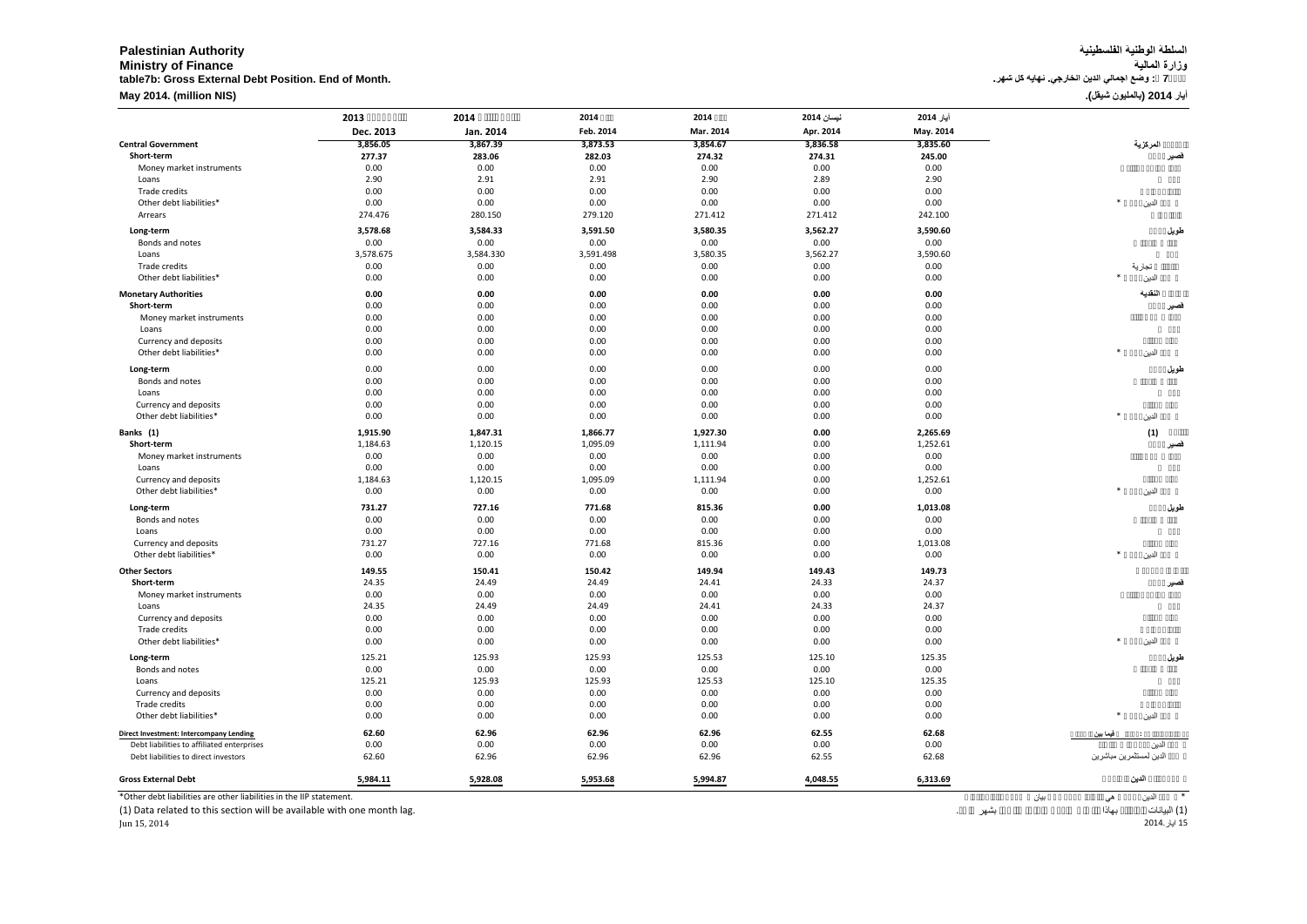**Palestinian Authority** — **السلطة الوطنية الفلسطينية**

**Ministry of Finance** — **وزارة المالية**

**table7b: Gross External Debt Position. End of Month.** — **7 : وضع اجمالي الدين الخارجي. نهايه كل شهر.**

**May 2014. (million NIS)** — **أيار 2014 (بالمليون شيقل).**

| | 2013 | 2014 | 2014 | 2014 | نيسان 2014 | أيار 2014 | |
|---|---|---|---|---|---|---|---|
| | Dec. 2013 | Jan. 2014 | Feb. 2014 | Mar. 2014 | Apr. 2014 | May. 2014 | |
| **Central Government** | **3,856.05** | **3,867.39** | **3,873.53** | **3,854.67** | **3,836.58** | **3,835.60** | **المركزية** |
| **Short-term** | **277.37** | **283.06** | **282.03** | **274.32** | **274.31** | **245.00** | **قصير** |
| Money market instruments | 0.00 | 0.00 | 0.00 | 0.00 | 0.00 | 0.00 | |
| Loans | 2.90 | 2.91 | 2.91 | 2.90 | 2.89 | 2.90 | |
| Trade credits | 0.00 | 0.00 | 0.00 | 0.00 | 0.00 | 0.00 | |
| Other debt liabilities* | 0.00 | 0.00 | 0.00 | 0.00 | 0.00 | 0.00 | الدين * |
| Arrears | 274.476 | 280.150 | 279.120 | 271.412 | 271.412 | 242.100 | |
| **Long-term** | **3,578.68** | **3,584.33** | **3,591.50** | **3,580.35** | **3,562.27** | **3,590.60** | **طويل** |
| Bonds and notes | 0.00 | 0.00 | 0.00 | 0.00 | 0.00 | 0.00 | |
| Loans | 3,578.675 | 3,584.330 | 3,591.498 | 3,580.35 | 3,562.27 | 3,590.60 | |
| Trade credits | 0.00 | 0.00 | 0.00 | 0.00 | 0.00 | 0.00 | تجارية |
| Other debt liabilities* | 0.00 | 0.00 | 0.00 | 0.00 | 0.00 | 0.00 | الدين * |
| **Monetary Authorities** | **0.00** | **0.00** | **0.00** | **0.00** | **0.00** | **0.00** | **النقديه** |
| **Short-term** | 0.00 | 0.00 | 0.00 | 0.00 | 0.00 | 0.00 | **قصير** |
| Money market instruments | 0.00 | 0.00 | 0.00 | 0.00 | 0.00 | 0.00 | |
| Loans | 0.00 | 0.00 | 0.00 | 0.00 | 0.00 | 0.00 | |
| Currency and deposits | 0.00 | 0.00 | 0.00 | 0.00 | 0.00 | 0.00 | |
| Other debt liabilities* | 0.00 | 0.00 | 0.00 | 0.00 | 0.00 | 0.00 | الدين * |
| **Long-term** | 0.00 | 0.00 | 0.00 | 0.00 | 0.00 | 0.00 | **طويل** |
| Bonds and notes | 0.00 | 0.00 | 0.00 | 0.00 | 0.00 | 0.00 | |
| Loans | 0.00 | 0.00 | 0.00 | 0.00 | 0.00 | 0.00 | |
| Currency and deposits | 0.00 | 0.00 | 0.00 | 0.00 | 0.00 | 0.00 | |
| Other debt liabilities* | 0.00 | 0.00 | 0.00 | 0.00 | 0.00 | 0.00 | الدين * |
| **Banks (1)** | **1,915.90** | **1,847.31** | **1,866.77** | **1,927.30** | **0.00** | **2,265.69** | **(1)** |
| **Short-term** | 1,184.63 | 1,120.15 | 1,095.09 | 1,111.94 | 0.00 | 1,252.61 | **قصير** |
| Money market instruments | 0.00 | 0.00 | 0.00 | 0.00 | 0.00 | 0.00 | |
| Loans | 0.00 | 0.00 | 0.00 | 0.00 | 0.00 | 0.00 | |
| Currency and deposits | 1,184.63 | 1,120.15 | 1,095.09 | 1,111.94 | 0.00 | 1,252.61 | |
| Other debt liabilities* | 0.00 | 0.00 | 0.00 | 0.00 | 0.00 | 0.00 | الدين * |
| **Long-term** | **731.27** | **727.16** | **771.68** | **815.36** | **0.00** | **1,013.08** | **طويل** |
| Bonds and notes | 0.00 | 0.00 | 0.00 | 0.00 | 0.00 | 0.00 | |
| Loans | 0.00 | 0.00 | 0.00 | 0.00 | 0.00 | 0.00 | |
| Currency and deposits | 731.27 | 727.16 | 771.68 | 815.36 | 0.00 | 1,013.08 | |
| Other debt liabilities* | 0.00 | 0.00 | 0.00 | 0.00 | 0.00 | 0.00 | الدين * |
| **Other Sectors** | **149.55** | **150.41** | **150.42** | **149.94** | **149.43** | **149.73** | |
| **Short-term** | 24.35 | 24.49 | 24.49 | 24.41 | 24.33 | 24.37 | **قصير** |
| Money market instruments | 0.00 | 0.00 | 0.00 | 0.00 | 0.00 | 0.00 | |
| Loans | 24.35 | 24.49 | 24.49 | 24.41 | 24.33 | 24.37 | |
| Currency and deposits | 0.00 | 0.00 | 0.00 | 0.00 | 0.00 | 0.00 | |
| Trade credits | 0.00 | 0.00 | 0.00 | 0.00 | 0.00 | 0.00 | |
| Other debt liabilities* | 0.00 | 0.00 | 0.00 | 0.00 | 0.00 | 0.00 | الدين * |
| **Long-term** | 125.21 | 125.93 | 125.93 | 125.53 | 125.10 | 125.35 | **طويل** |
| Bonds and notes | 0.00 | 0.00 | 0.00 | 0.00 | 0.00 | 0.00 | |
| Loans | 125.21 | 125.93 | 125.93 | 125.53 | 125.10 | 125.35 | |
| Currency and deposits | 0.00 | 0.00 | 0.00 | 0.00 | 0.00 | 0.00 | |
| Trade credits | 0.00 | 0.00 | 0.00 | 0.00 | 0.00 | 0.00 | |
| Other debt liabilities* | 0.00 | 0.00 | 0.00 | 0.00 | 0.00 | 0.00 | الدين * |
| **Direct Investment: Intercompany Lending** | **62.60** | **62.96** | **62.96** | **62.96** | **62.55** | **62.68** | **فيما بين** |
| Debt liabilities to affiliated enterprises | 0.00 | 0.00 | 0.00 | 0.00 | 0.00 | 0.00 | الدين |
| Debt liabilities to direct investors | 62.60 | 62.96 | 62.96 | 62.96 | 62.55 | 62.68 | الدين لمستثمرين مباشرين |
| **Gross External Debt** | **5,984.11** | **5,928.08** | **5,953.68** | **5,994.87** | **4,048.55** | **6,313.69** | **الدين** |

*Other debt liabilities are other liabilities in the IIP statement. — * الدين ... هي ... بيان

(1) Data related to this section will be available with one month lag. — (1) البيانات ... بهذا ... بشهر.

Jun 15, 2014 — 15 ايار 2014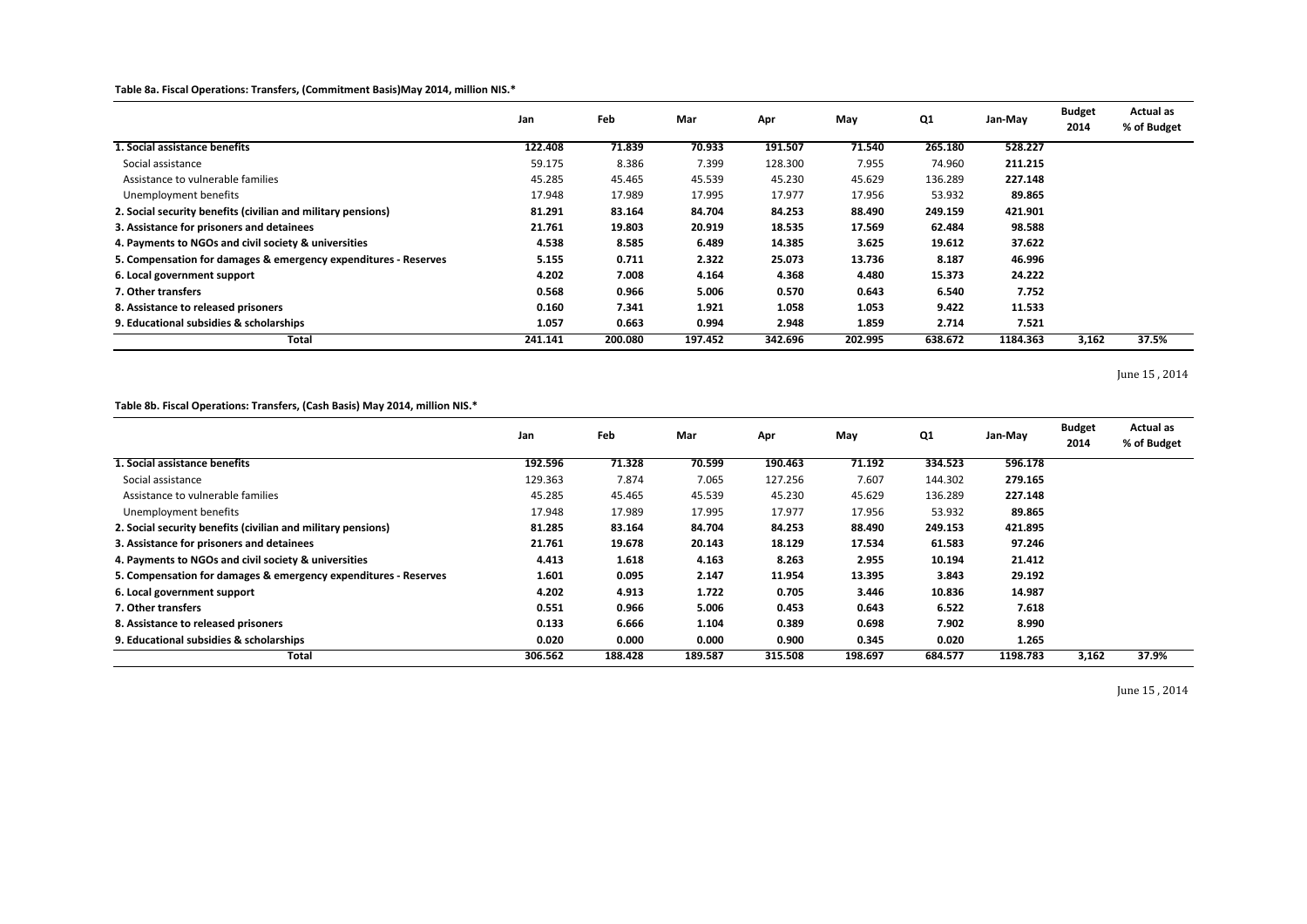**Table 8a. Fiscal Operations: Transfers, (Commitment Basis)May 2014, million NIS.***

| | Jan | Feb | Mar | Apr | May | Q1 | Jan-May | Budget 2014 | Actual as % of Budget |
|---|---|---|---|---|---|---|---|---|---|
| **1. Social assistance benefits** | **122.408** | **71.839** | **70.933** | **191.507** | **71.540** | **265.180** | **528.227** | | |
| Social assistance | 59.175 | 8.386 | 7.399 | 128.300 | 7.955 | 74.960 | **211.215** | | |
| Assistance to vulnerable families | 45.285 | 45.465 | 45.539 | 45.230 | 45.629 | 136.289 | **227.148** | | |
| Unemployment benefits | 17.948 | 17.989 | 17.995 | 17.977 | 17.956 | 53.932 | **89.865** | | |
| **2. Social security benefits (civilian and military pensions)** | **81.291** | **83.164** | **84.704** | **84.253** | **88.490** | **249.159** | **421.901** | | |
| **3. Assistance for prisoners and detainees** | **21.761** | **19.803** | **20.919** | **18.535** | **17.569** | **62.484** | **98.588** | | |
| **4. Payments to NGOs and civil society & universities** | **4.538** | **8.585** | **6.489** | **14.385** | **3.625** | **19.612** | **37.622** | | |
| **5. Compensation for damages & emergency expenditures - Reserves** | **5.155** | **0.711** | **2.322** | **25.073** | **13.736** | **8.187** | **46.996** | | |
| **6. Local government support** | **4.202** | **7.008** | **4.164** | **4.368** | **4.480** | **15.373** | **24.222** | | |
| **7. Other transfers** | **0.568** | **0.966** | **5.006** | **0.570** | **0.643** | **6.540** | **7.752** | | |
| **8. Assistance to released prisoners** | **0.160** | **7.341** | **1.921** | **1.058** | **1.053** | **9.422** | **11.533** | | |
| **9. Educational subsidies & scholarships** | **1.057** | **0.663** | **0.994** | **2.948** | **1.859** | **2.714** | **7.521** | | |
| **Total** | **241.141** | **200.080** | **197.452** | **342.696** | **202.995** | **638.672** | **1184.363** | **3,162** | **37.5%** |

June 15 , 2014

**Table 8b. Fiscal Operations: Transfers, (Cash Basis) May 2014, million NIS.***

| | Jan | Feb | Mar | Apr | May | Q1 | Jan-May | Budget 2014 | Actual as % of Budget |
|---|---|---|---|---|---|---|---|---|---|
| **1. Social assistance benefits** | **192.596** | **71.328** | **70.599** | **190.463** | **71.192** | **334.523** | **596.178** | | |
| Social assistance | 129.363 | 7.874 | 7.065 | 127.256 | 7.607 | 144.302 | **279.165** | | |
| Assistance to vulnerable families | 45.285 | 45.465 | 45.539 | 45.230 | 45.629 | 136.289 | **227.148** | | |
| Unemployment benefits | 17.948 | 17.989 | 17.995 | 17.977 | 17.956 | 53.932 | **89.865** | | |
| **2. Social security benefits (civilian and military pensions)** | **81.285** | **83.164** | **84.704** | **84.253** | **88.490** | **249.153** | **421.895** | | |
| **3. Assistance for prisoners and detainees** | **21.761** | **19.678** | **20.143** | **18.129** | **17.534** | **61.583** | **97.246** | | |
| **4. Payments to NGOs and civil society & universities** | **4.413** | **1.618** | **4.163** | **8.263** | **2.955** | **10.194** | **21.412** | | |
| **5. Compensation for damages & emergency expenditures - Reserves** | **1.601** | **0.095** | **2.147** | **11.954** | **13.395** | **3.843** | **29.192** | | |
| **6. Local government support** | **4.202** | **4.913** | **1.722** | **0.705** | **3.446** | **10.836** | **14.987** | | |
| **7. Other transfers** | **0.551** | **0.966** | **5.006** | **0.453** | **0.643** | **6.522** | **7.618** | | |
| **8. Assistance to released prisoners** | **0.133** | **6.666** | **1.104** | **0.389** | **0.698** | **7.902** | **8.990** | | |
| **9. Educational subsidies & scholarships** | **0.020** | **0.000** | **0.000** | **0.900** | **0.345** | **0.020** | **1.265** | | |
| **Total** | **306.562** | **188.428** | **189.587** | **315.508** | **198.697** | **684.577** | **1198.783** | **3,162** | **37.9%** |

June 15 , 2014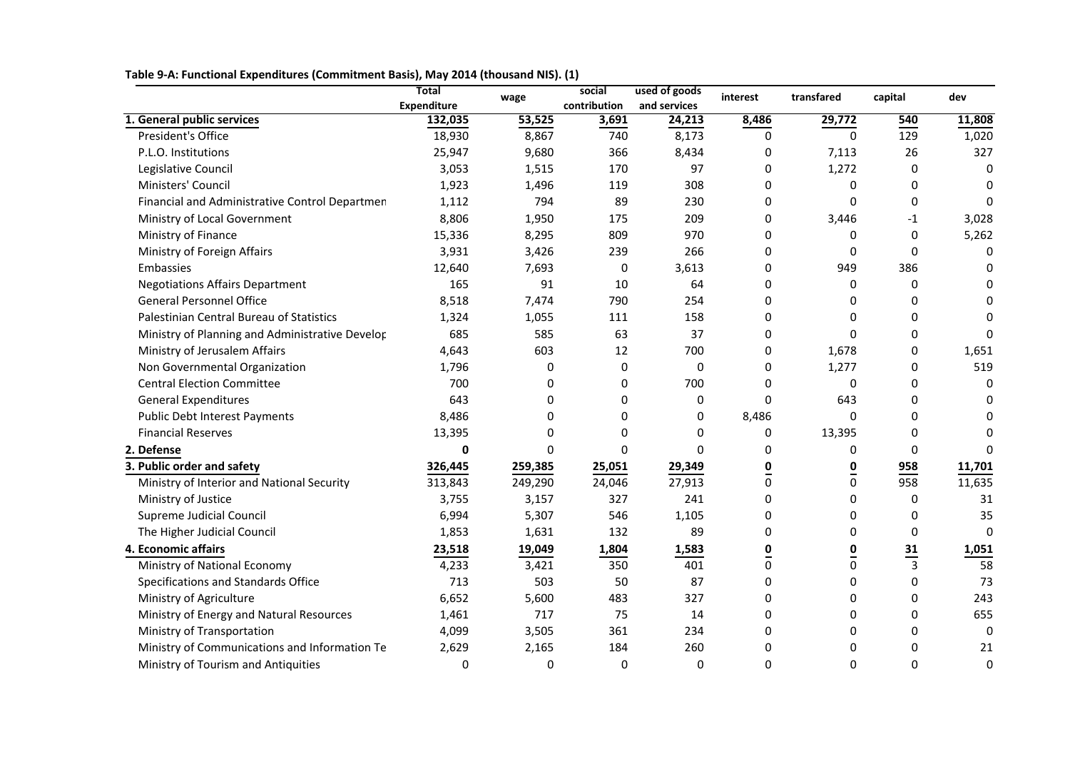**Table 9-A: Functional Expenditures (Commitment Basis), May 2014 (thousand NIS). (1)**

| | Total Expenditure | wage | social contribution | used of goods and services | interest | transfared | capital | dev |
|---|---|---|---|---|---|---|---|---|
| **1. General public services** | **132,035** | **53,525** | **3,691** | **24,213** | **8,486** | **29,772** | **540** | **11,808** |
| President's Office | 18,930 | 8,867 | 740 | 8,173 | 0 | 0 | 129 | 1,020 |
| P.L.O. Institutions | 25,947 | 9,680 | 366 | 8,434 | 0 | 7,113 | 26 | 327 |
| Legislative Council | 3,053 | 1,515 | 170 | 97 | 0 | 1,272 | 0 | 0 |
| Ministers' Council | 1,923 | 1,496 | 119 | 308 | 0 | 0 | 0 | 0 |
| Financial and Administrative Control Departmen | 1,112 | 794 | 89 | 230 | 0 | 0 | 0 | 0 |
| Ministry of Local Government | 8,806 | 1,950 | 175 | 209 | 0 | 3,446 | -1 | 3,028 |
| Ministry of Finance | 15,336 | 8,295 | 809 | 970 | 0 | 0 | 0 | 5,262 |
| Ministry of Foreign Affairs | 3,931 | 3,426 | 239 | 266 | 0 | 0 | 0 | 0 |
| Embassies | 12,640 | 7,693 | 0 | 3,613 | 0 | 949 | 386 | 0 |
| Negotiations Affairs Department | 165 | 91 | 10 | 64 | 0 | 0 | 0 | 0 |
| General Personnel Office | 8,518 | 7,474 | 790 | 254 | 0 | 0 | 0 | 0 |
| Palestinian Central Bureau of Statistics | 1,324 | 1,055 | 111 | 158 | 0 | 0 | 0 | 0 |
| Ministry of Planning and Administrative Develop | 685 | 585 | 63 | 37 | 0 | 0 | 0 | 0 |
| Ministry of Jerusalem Affairs | 4,643 | 603 | 12 | 700 | 0 | 1,678 | 0 | 1,651 |
| Non Governmental Organization | 1,796 | 0 | 0 | 0 | 0 | 1,277 | 0 | 519 |
| Central Election Committee | 700 | 0 | 0 | 700 | 0 | 0 | 0 | 0 |
| General Expenditures | 643 | 0 | 0 | 0 | 0 | 643 | 0 | 0 |
| Public Debt Interest Payments | 8,486 | 0 | 0 | 0 | 8,486 | 0 | 0 | 0 |
| Financial Reserves | 13,395 | 0 | 0 | 0 | 0 | 13,395 | 0 | 0 |
| **2. Defense** | **0** | 0 | 0 | 0 | 0 | 0 | 0 | 0 |
| **3. Public order and safety** | **326,445** | **259,385** | **25,051** | **29,349** | **0** | **0** | **958** | **11,701** |
| Ministry of Interior and National Security | 313,843 | 249,290 | 24,046 | 27,913 | 0 | 0 | 958 | 11,635 |
| Ministry of Justice | 3,755 | 3,157 | 327 | 241 | 0 | 0 | 0 | 31 |
| Supreme Judicial Council | 6,994 | 5,307 | 546 | 1,105 | 0 | 0 | 0 | 35 |
| The Higher Judicial Council | 1,853 | 1,631 | 132 | 89 | 0 | 0 | 0 | 0 |
| **4. Economic affairs** | **23,518** | **19,049** | **1,804** | **1,583** | **0** | **0** | **31** | **1,051** |
| Ministry of National Economy | 4,233 | 3,421 | 350 | 401 | 0 | 0 | 3 | 58 |
| Specifications and Standards Office | 713 | 503 | 50 | 87 | 0 | 0 | 0 | 73 |
| Ministry of Agriculture | 6,652 | 5,600 | 483 | 327 | 0 | 0 | 0 | 243 |
| Ministry of Energy and Natural Resources | 1,461 | 717 | 75 | 14 | 0 | 0 | 0 | 655 |
| Ministry of Transportation | 4,099 | 3,505 | 361 | 234 | 0 | 0 | 0 | 0 |
| Ministry of Communications and Information Te | 2,629 | 2,165 | 184 | 260 | 0 | 0 | 0 | 21 |
| Ministry of Tourism and Antiquities | 0 | 0 | 0 | 0 | 0 | 0 | 0 | 0 |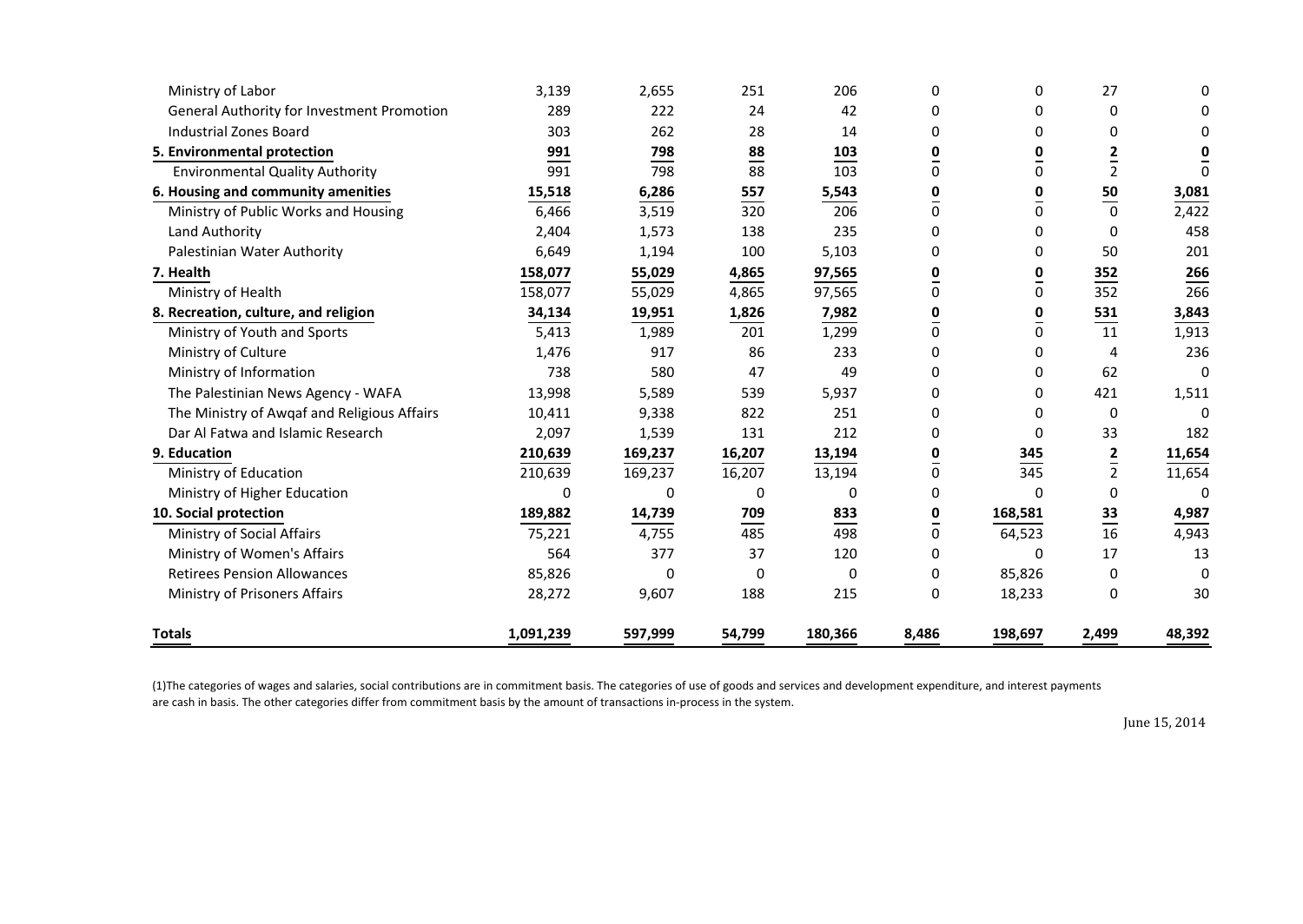| | | | | | | | | |
|---|---|---|---|---|---|---|---|---|
| Ministry of Labor | 3,139 | 2,655 | 251 | 206 | 0 | 0 | 27 | 0 |
| General Authority for Investment Promotion | 289 | 222 | 24 | 42 | 0 | 0 | 0 | 0 |
| Industrial Zones Board | 303 | 262 | 28 | 14 | 0 | 0 | 0 | 0 |
| **5. Environmental protection** | **991** | **798** | **88** | **103** | **0** | **0** | **2** | **0** |
| Environmental Quality Authority | 991 | 798 | 88 | 103 | 0 | 0 | 2 | 0 |
| **6. Housing and community amenities** | **15,518** | **6,286** | **557** | **5,543** | **0** | **0** | **50** | **3,081** |
| Ministry of Public Works and Housing | 6,466 | 3,519 | 320 | 206 | 0 | 0 | 0 | 2,422 |
| Land Authority | 2,404 | 1,573 | 138 | 235 | 0 | 0 | 0 | 458 |
| Palestinian Water Authority | 6,649 | 1,194 | 100 | 5,103 | 0 | 0 | 50 | 201 |
| **7. Health** | **158,077** | **55,029** | **4,865** | **97,565** | **0** | **0** | **352** | **266** |
| Ministry of Health | 158,077 | 55,029 | 4,865 | 97,565 | 0 | 0 | 352 | 266 |
| **8. Recreation, culture, and religion** | **34,134** | **19,951** | **1,826** | **7,982** | **0** | **0** | **531** | **3,843** |
| Ministry of Youth and Sports | 5,413 | 1,989 | 201 | 1,299 | 0 | 0 | 11 | 1,913 |
| Ministry of Culture | 1,476 | 917 | 86 | 233 | 0 | 0 | 4 | 236 |
| Ministry of Information | 738 | 580 | 47 | 49 | 0 | 0 | 62 | 0 |
| The Palestinian News Agency - WAFA | 13,998 | 5,589 | 539 | 5,937 | 0 | 0 | 421 | 1,511 |
| The Ministry of Awqaf and Religious Affairs | 10,411 | 9,338 | 822 | 251 | 0 | 0 | 0 | 0 |
| Dar Al Fatwa and Islamic Research | 2,097 | 1,539 | 131 | 212 | 0 | 0 | 33 | 182 |
| **9. Education** | **210,639** | **169,237** | **16,207** | **13,194** | **0** | **345** | **2** | **11,654** |
| Ministry of Education | 210,639 | 169,237 | 16,207 | 13,194 | 0 | 345 | 2 | 11,654 |
| Ministry of Higher Education | 0 | 0 | 0 | 0 | 0 | 0 | 0 | 0 |
| **10. Social protection** | **189,882** | **14,739** | **709** | **833** | **0** | **168,581** | **33** | **4,987** |
| Ministry of Social Affairs | 75,221 | 4,755 | 485 | 498 | 0 | 64,523 | 16 | 4,943 |
| Ministry of Women's Affairs | 564 | 377 | 37 | 120 | 0 | 0 | 17 | 13 |
| Retirees Pension Allowances | 85,826 | 0 | 0 | 0 | 0 | 85,826 | 0 | 0 |
| Ministry of Prisoners Affairs | 28,272 | 9,607 | 188 | 215 | 0 | 18,233 | 0 | 30 |
| **Totals** | **1,091,239** | **597,999** | **54,799** | **180,366** | **8,486** | **198,697** | **2,499** | **48,392** |

(1)The categories of wages and salaries, social contributions are in commitment basis. The categories of use of goods and services and development expenditure, and interest payments are cash in basis. The other categories differ from commitment basis by the amount of transactions in-process in the system.

June 15, 2014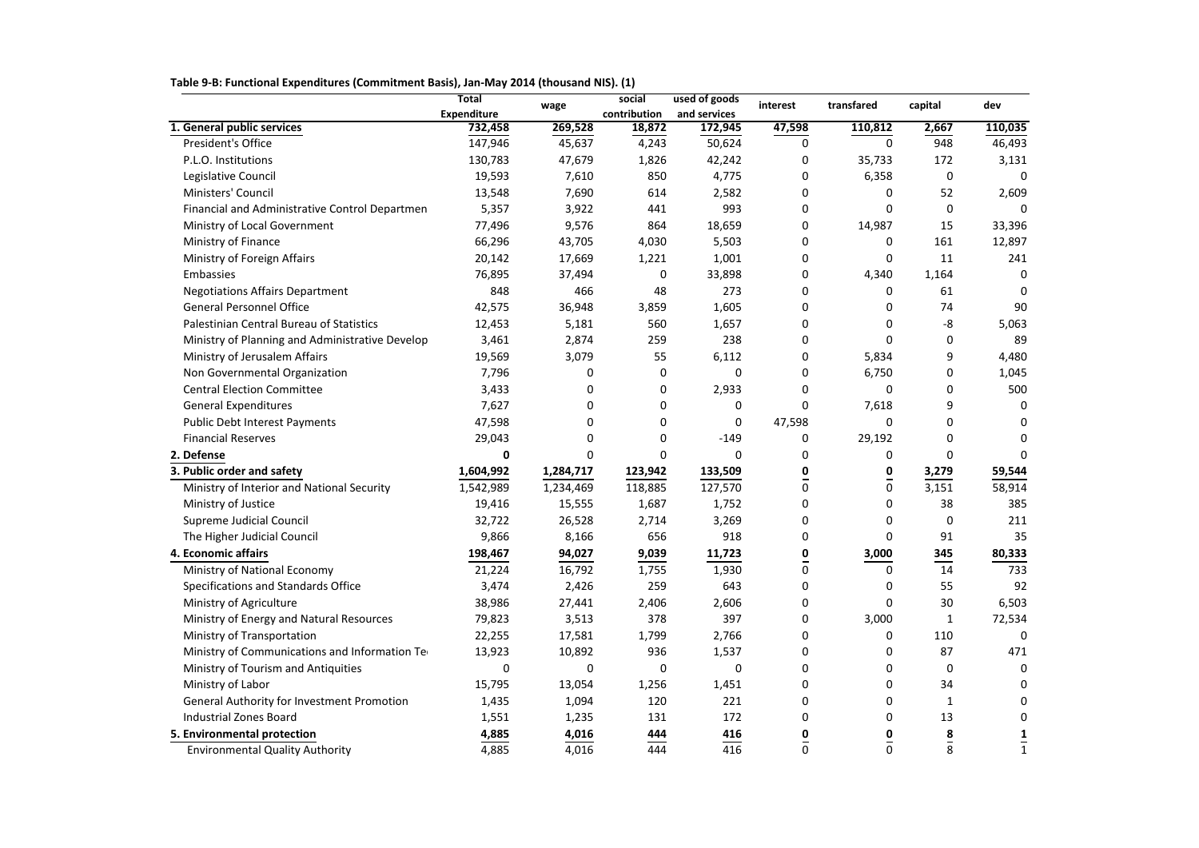**Table 9-B: Functional Expenditures (Commitment Basis), Jan-May 2014 (thousand NIS). (1)**

| | Total Expenditure | wage | social contribution | used of goods and services | interest | transfared | capital | dev |
|---|---|---|---|---|---|---|---|---|
| **1. General public services** | **732,458** | **269,528** | **18,872** | **172,945** | **47,598** | **110,812** | **2,667** | **110,035** |
| President's Office | 147,946 | 45,637 | 4,243 | 50,624 | 0 | 0 | 948 | 46,493 |
| P.L.O. Institutions | 130,783 | 47,679 | 1,826 | 42,242 | 0 | 35,733 | 172 | 3,131 |
| Legislative Council | 19,593 | 7,610 | 850 | 4,775 | 0 | 6,358 | 0 | 0 |
| Ministers' Council | 13,548 | 7,690 | 614 | 2,582 | 0 | 0 | 52 | 2,609 |
| Financial and Administrative Control Departmen | 5,357 | 3,922 | 441 | 993 | 0 | 0 | 0 | 0 |
| Ministry of Local Government | 77,496 | 9,576 | 864 | 18,659 | 0 | 14,987 | 15 | 33,396 |
| Ministry of Finance | 66,296 | 43,705 | 4,030 | 5,503 | 0 | 0 | 161 | 12,897 |
| Ministry of Foreign Affairs | 20,142 | 17,669 | 1,221 | 1,001 | 0 | 0 | 11 | 241 |
| Embassies | 76,895 | 37,494 | 0 | 33,898 | 0 | 4,340 | 1,164 | 0 |
| Negotiations Affairs Department | 848 | 466 | 48 | 273 | 0 | 0 | 61 | 0 |
| General Personnel Office | 42,575 | 36,948 | 3,859 | 1,605 | 0 | 0 | 74 | 90 |
| Palestinian Central Bureau of Statistics | 12,453 | 5,181 | 560 | 1,657 | 0 | 0 | -8 | 5,063 |
| Ministry of Planning and Administrative Develop | 3,461 | 2,874 | 259 | 238 | 0 | 0 | 0 | 89 |
| Ministry of Jerusalem Affairs | 19,569 | 3,079 | 55 | 6,112 | 0 | 5,834 | 9 | 4,480 |
| Non Governmental Organization | 7,796 | 0 | 0 | 0 | 0 | 6,750 | 0 | 1,045 |
| Central Election Committee | 3,433 | 0 | 0 | 2,933 | 0 | 0 | 0 | 500 |
| General Expenditures | 7,627 | 0 | 0 | 0 | 0 | 7,618 | 9 | 0 |
| Public Debt Interest Payments | 47,598 | 0 | 0 | 0 | 47,598 | 0 | 0 | 0 |
| Financial Reserves | 29,043 | 0 | 0 | -149 | 0 | 29,192 | 0 | 0 |
| **2. Defense** | **0** | 0 | 0 | 0 | 0 | 0 | 0 | 0 |
| **3. Public order and safety** | **1,604,992** | **1,284,717** | **123,942** | **133,509** | **0** | **0** | **3,279** | **59,544** |
| Ministry of Interior and National Security | 1,542,989 | 1,234,469 | 118,885 | 127,570 | 0 | 0 | 3,151 | 58,914 |
| Ministry of Justice | 19,416 | 15,555 | 1,687 | 1,752 | 0 | 0 | 38 | 385 |
| Supreme Judicial Council | 32,722 | 26,528 | 2,714 | 3,269 | 0 | 0 | 0 | 211 |
| The Higher Judicial Council | 9,866 | 8,166 | 656 | 918 | 0 | 0 | 91 | 35 |
| **4. Economic affairs** | **198,467** | **94,027** | **9,039** | **11,723** | **0** | **3,000** | **345** | **80,333** |
| Ministry of National Economy | 21,224 | 16,792 | 1,755 | 1,930 | 0 | 0 | 14 | 733 |
| Specifications and Standards Office | 3,474 | 2,426 | 259 | 643 | 0 | 0 | 55 | 92 |
| Ministry of Agriculture | 38,986 | 27,441 | 2,406 | 2,606 | 0 | 0 | 30 | 6,503 |
| Ministry of Energy and Natural Resources | 79,823 | 3,513 | 378 | 397 | 0 | 3,000 | 1 | 72,534 |
| Ministry of Transportation | 22,255 | 17,581 | 1,799 | 2,766 | 0 | 0 | 110 | 0 |
| Ministry of Communications and Information Te | 13,923 | 10,892 | 936 | 1,537 | 0 | 0 | 87 | 471 |
| Ministry of Tourism and Antiquities | 0 | 0 | 0 | 0 | 0 | 0 | 0 | 0 |
| Ministry of Labor | 15,795 | 13,054 | 1,256 | 1,451 | 0 | 0 | 34 | 0 |
| General Authority for Investment Promotion | 1,435 | 1,094 | 120 | 221 | 0 | 0 | 1 | 0 |
| Industrial Zones Board | 1,551 | 1,235 | 131 | 172 | 0 | 0 | 13 | 0 |
| **5. Environmental protection** | **4,885** | **4,016** | **444** | **416** | **0** | **0** | **8** | **1** |
| Environmental Quality Authority | 4,885 | 4,016 | 444 | 416 | 0 | 0 | 8 | 1 |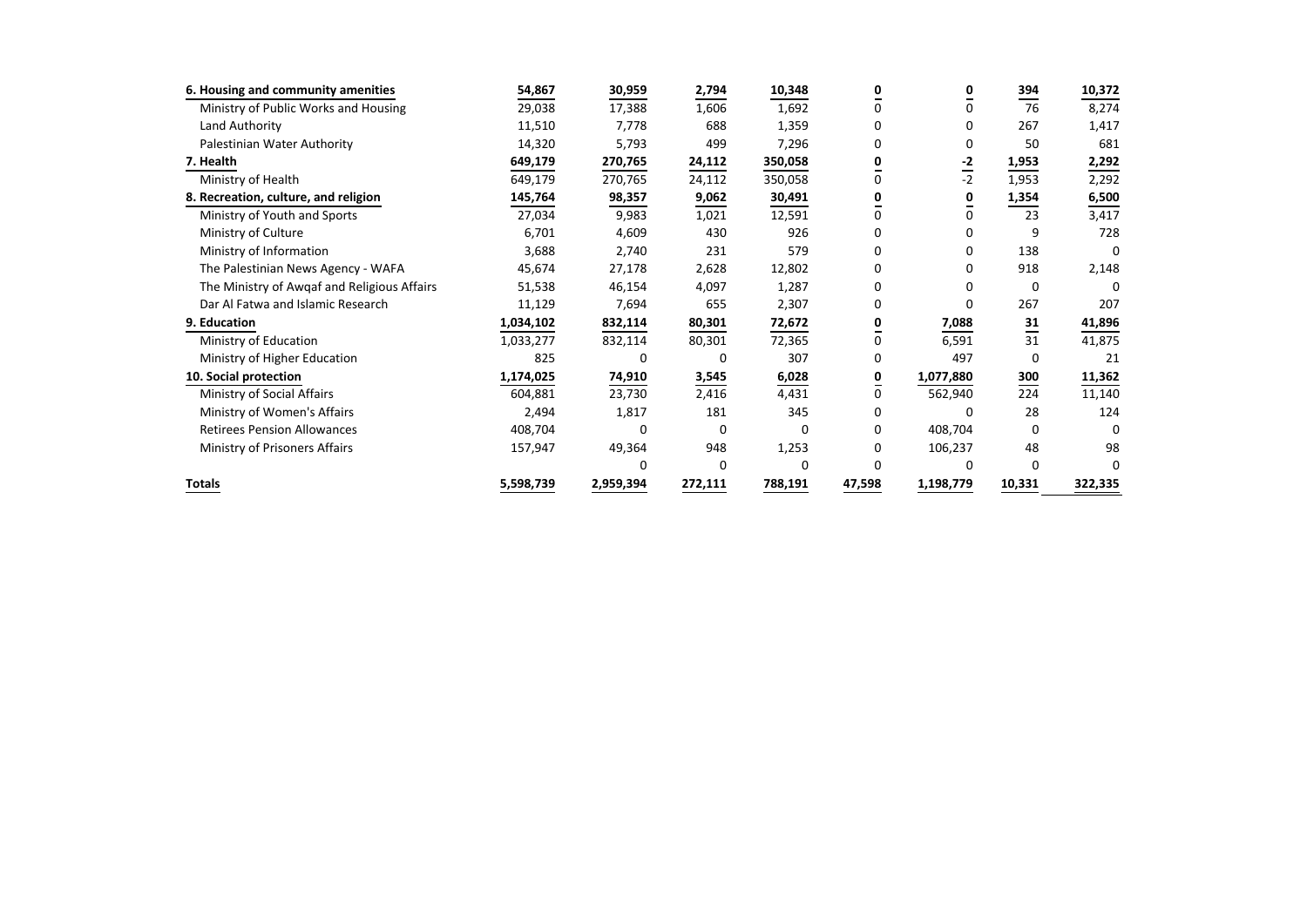| | | | | | | | | |
|---|---|---|---|---|---|---|---|---|
| **6. Housing and community amenities** | **54,867** | **30,959** | **2,794** | **10,348** | **0** | **0** | **394** | **10,372** |
| Ministry of Public Works and Housing | 29,038 | 17,388 | 1,606 | 1,692 | 0 | 0 | 76 | 8,274 |
| Land Authority | 11,510 | 7,778 | 688 | 1,359 | 0 | 0 | 267 | 1,417 |
| Palestinian Water Authority | 14,320 | 5,793 | 499 | 7,296 | 0 | 0 | 50 | 681 |
| **7. Health** | **649,179** | **270,765** | **24,112** | **350,058** | **0** | **-2** | **1,953** | **2,292** |
| Ministry of Health | 649,179 | 270,765 | 24,112 | 350,058 | 0 | -2 | 1,953 | 2,292 |
| **8. Recreation, culture, and religion** | **145,764** | **98,357** | **9,062** | **30,491** | **0** | **0** | **1,354** | **6,500** |
| Ministry of Youth and Sports | 27,034 | 9,983 | 1,021 | 12,591 | 0 | 0 | 23 | 3,417 |
| Ministry of Culture | 6,701 | 4,609 | 430 | 926 | 0 | 0 | 9 | 728 |
| Ministry of Information | 3,688 | 2,740 | 231 | 579 | 0 | 0 | 138 | 0 |
| The Palestinian News Agency - WAFA | 45,674 | 27,178 | 2,628 | 12,802 | 0 | 0 | 918 | 2,148 |
| The Ministry of Awqaf and Religious Affairs | 51,538 | 46,154 | 4,097 | 1,287 | 0 | 0 | 0 | 0 |
| Dar Al Fatwa and Islamic Research | 11,129 | 7,694 | 655 | 2,307 | 0 | 0 | 267 | 207 |
| **9. Education** | **1,034,102** | **832,114** | **80,301** | **72,672** | **0** | **7,088** | **31** | **41,896** |
| Ministry of Education | 1,033,277 | 832,114 | 80,301 | 72,365 | 0 | 6,591 | 31 | 41,875 |
| Ministry of Higher Education | 825 | 0 | 0 | 307 | 0 | 497 | 0 | 21 |
| **10. Social protection** | **1,174,025** | **74,910** | **3,545** | **6,028** | **0** | **1,077,880** | **300** | **11,362** |
| Ministry of Social Affairs | 604,881 | 23,730 | 2,416 | 4,431 | 0 | 562,940 | 224 | 11,140 |
| Ministry of Women's Affairs | 2,494 | 1,817 | 181 | 345 | 0 | 0 | 28 | 124 |
| Retirees Pension Allowances | 408,704 | 0 | 0 | 0 | 0 | 408,704 | 0 | 0 |
| Ministry of Prisoners Affairs | 157,947 | 49,364 | 948 | 1,253 | 0 | 106,237 | 48 | 98 |
| | | 0 | 0 | 0 | 0 | 0 | 0 | 0 |
| **Totals** | **5,598,739** | **2,959,394** | **272,111** | **788,191** | **47,598** | **1,198,779** | **10,331** | **322,335** |